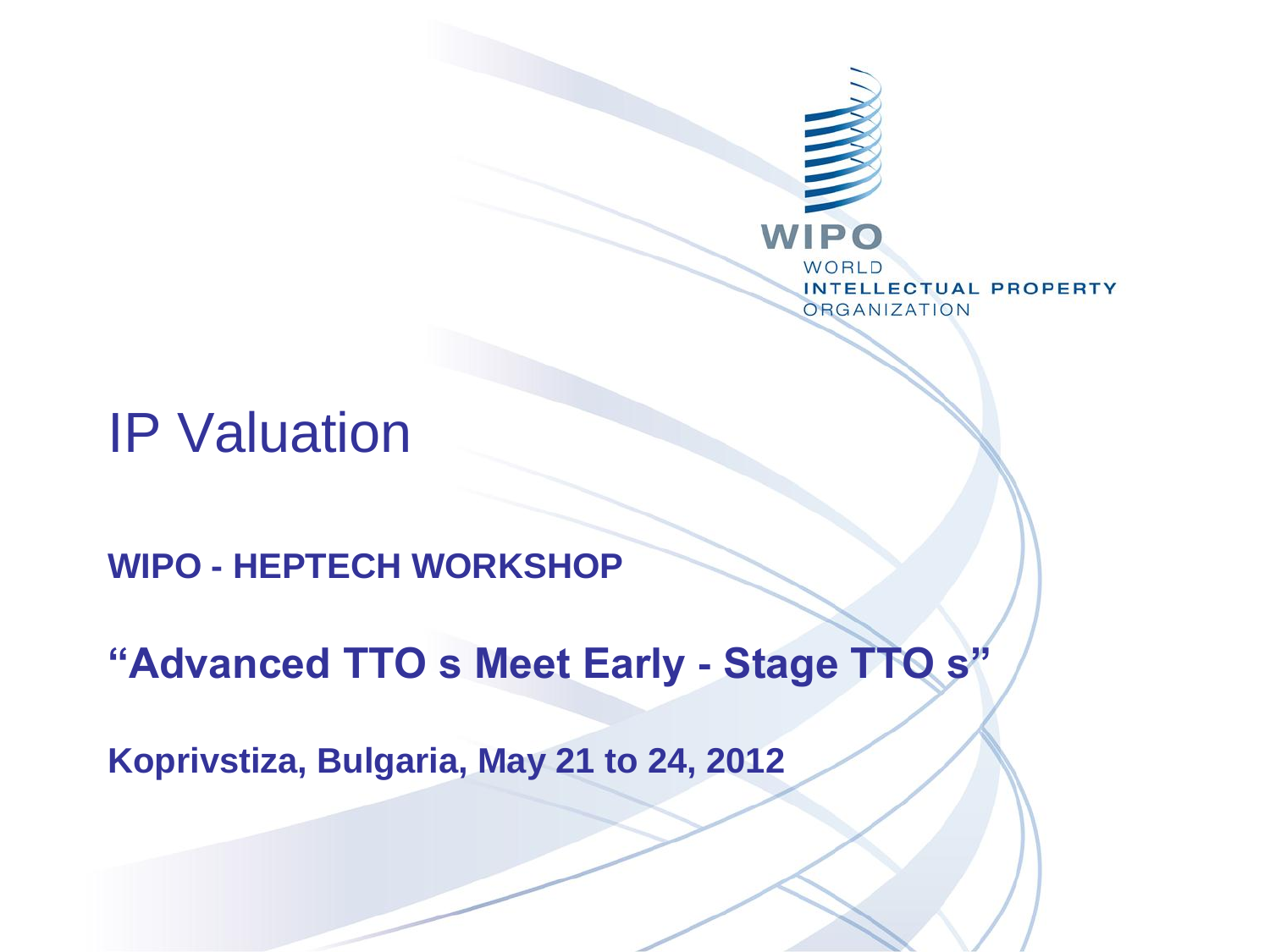WIPO

WORLD
INTELLECTUAL PROPERTY
ORGANIZATION

# IP Valuation

**WIPO - HEPTECH WORKSHOP**

**“Advanced TTO s Meet Early - Stage TTO s”**

**Koprivstiza, Bulgaria, May 21 to 24, 2012**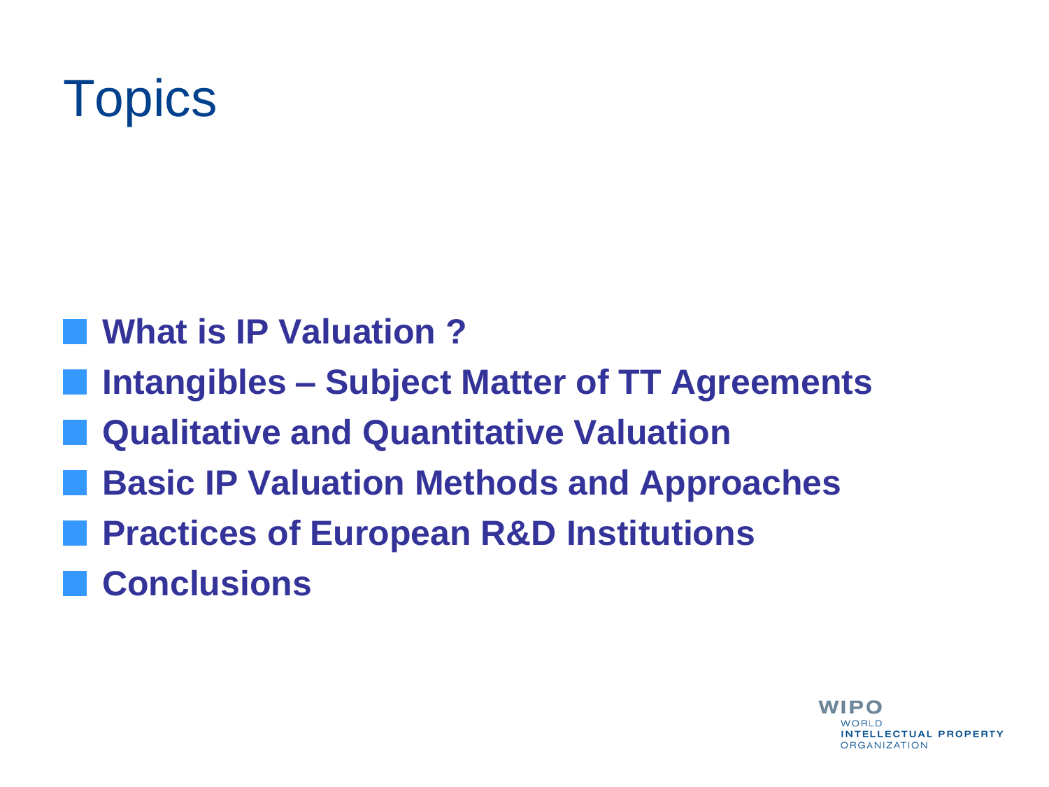# Topics

- **What is IP Valuation ?**
- **Intangibles – Subject Matter of TT Agreements**
- **Qualitative and Quantitative Valuation**
- **Basic IP Valuation Methods and Approaches**
- **Practices of European R&D Institutions**
- **Conclusions**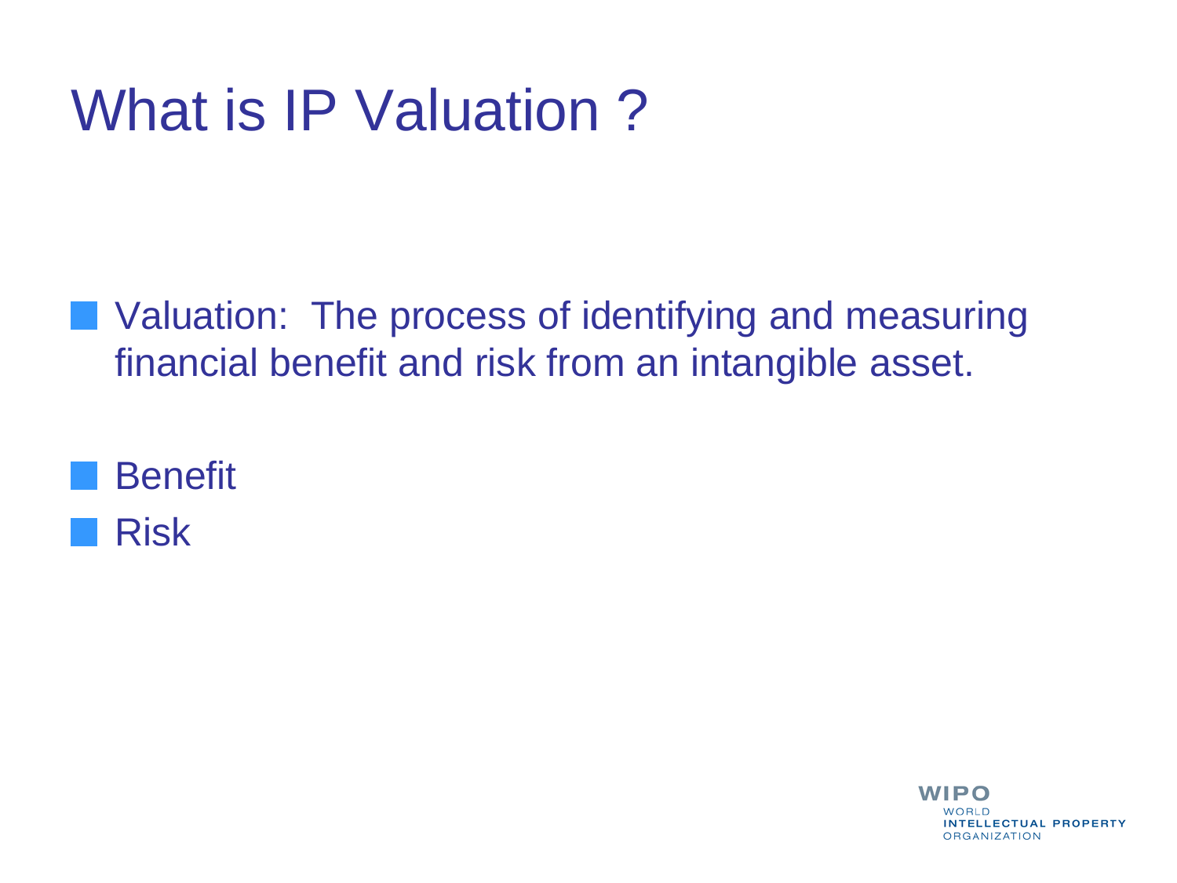# What is IP Valuation ?

- Valuation: The process of identifying and measuring financial benefit and risk from an intangible asset.

- Benefit
- Risk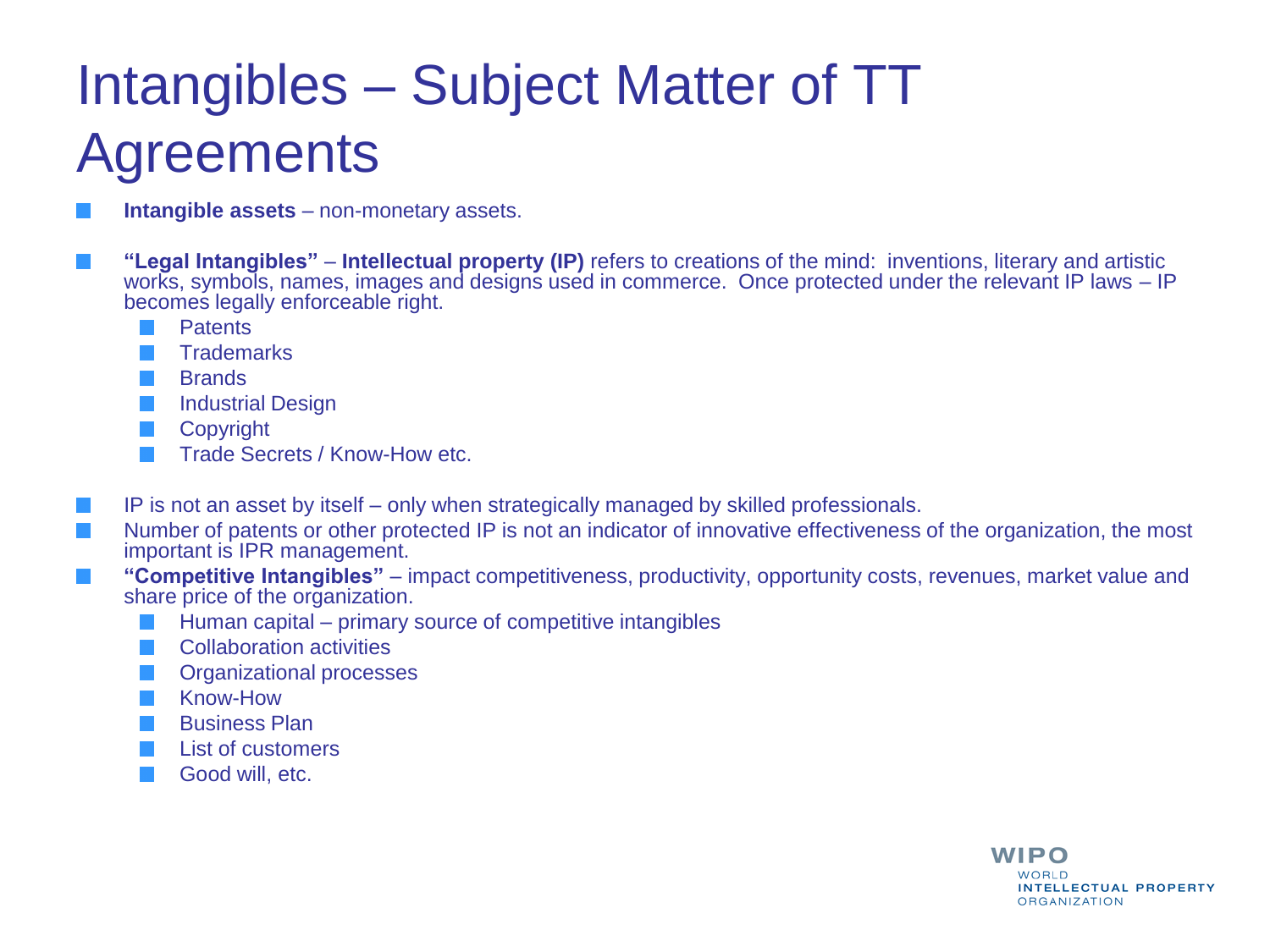# Intangibles – Subject Matter of TT Agreements

- **Intangible assets** – non-monetary assets.
- **"Legal Intangibles"** – **Intellectual property (IP)** refers to creations of the mind: inventions, literary and artistic works, symbols, names, images and designs used in commerce. Once protected under the relevant IP laws – IP becomes legally enforceable right.
  - Patents
  - Trademarks
  - Brands
  - Industrial Design
  - Copyright
  - Trade Secrets / Know-How etc.
- IP is not an asset by itself – only when strategically managed by skilled professionals.
- Number of patents or other protected IP is not an indicator of innovative effectiveness of the organization, the most important is IPR management.
- **"Competitive Intangibles"** – impact competitiveness, productivity, opportunity costs, revenues, market value and share price of the organization.
  - Human capital – primary source of competitive intangibles
  - Collaboration activities
  - Organizational processes
  - Know-How
  - Business Plan
  - List of customers
  - Good will, etc.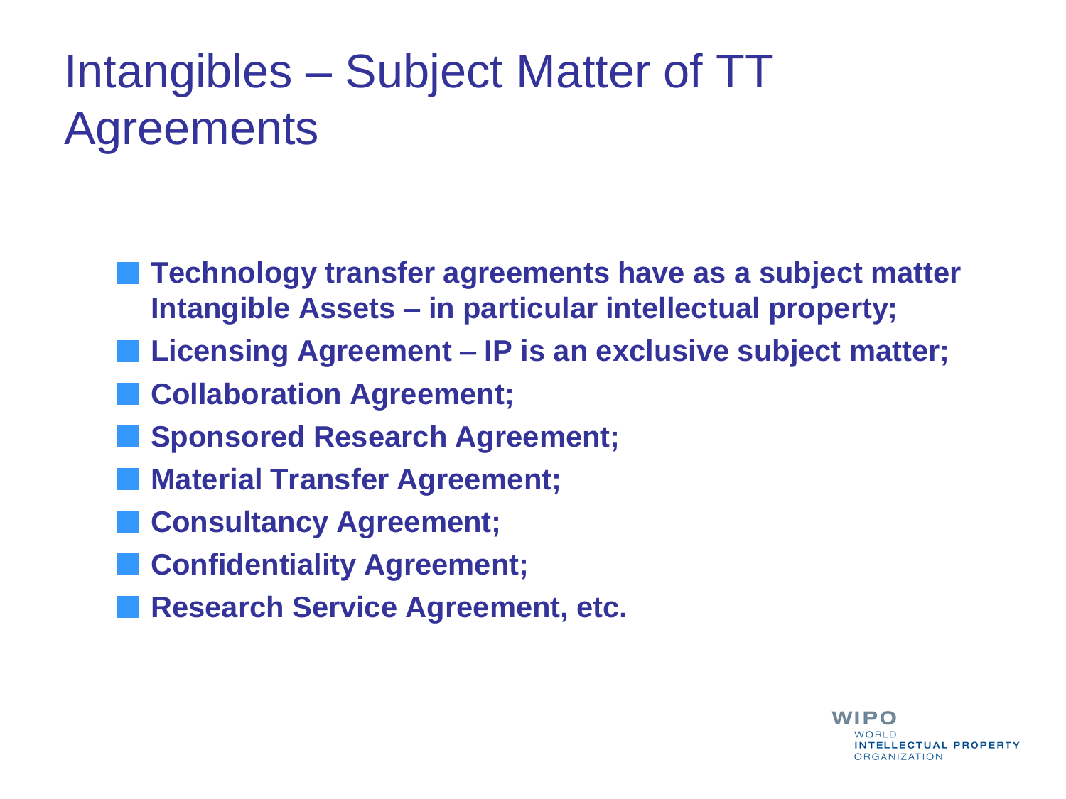# Intangibles – Subject Matter of TT Agreements

- **Technology transfer agreements have as a subject matter Intangible Assets – in particular intellectual property;**
- **Licensing Agreement – IP is an exclusive subject matter;**
- **Collaboration Agreement;**
- **Sponsored Research Agreement;**
- **Material Transfer Agreement;**
- **Consultancy Agreement;**
- **Confidentiality Agreement;**
- **Research Service Agreement, etc.**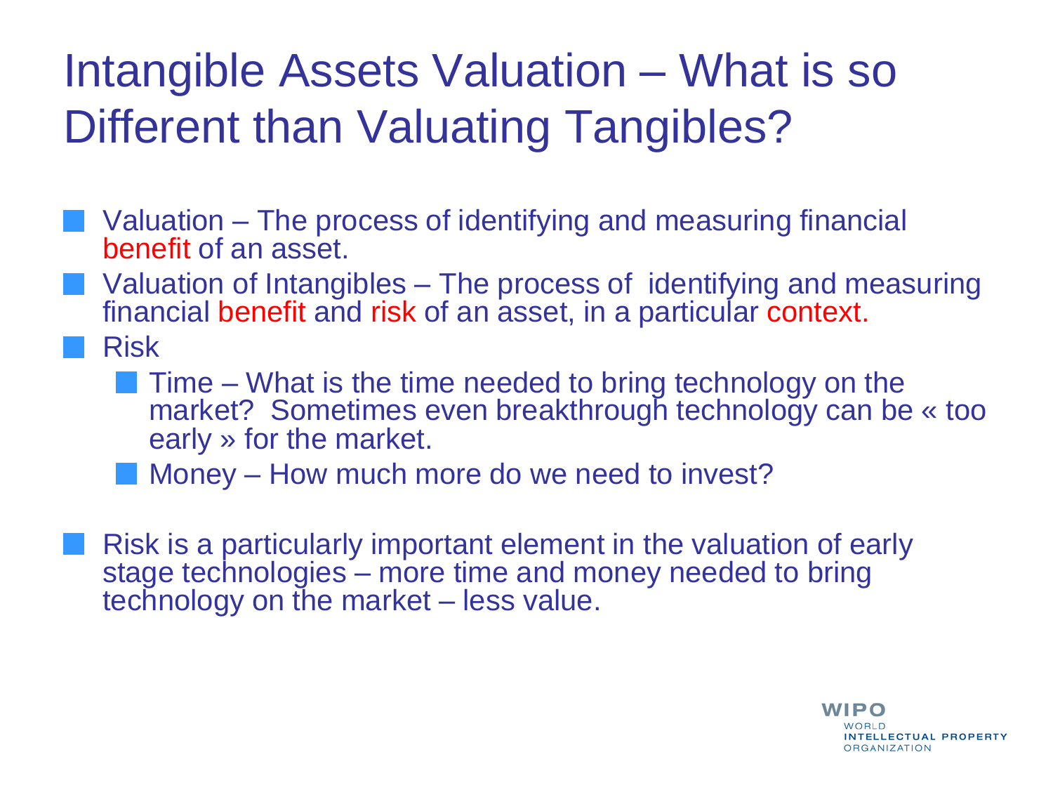# Intangible Assets Valuation – What is so Different than Valuating Tangibles?

- Valuation – The process of identifying and measuring financial benefit of an asset.
- Valuation of Intangibles – The process of identifying and measuring financial benefit and risk of an asset, in a particular context.
- Risk
  - Time – What is the time needed to bring technology on the market? Sometimes even breakthrough technology can be « too early » for the market.
  - Money – How much more do we need to invest?

- Risk is a particularly important element in the valuation of early stage technologies – more time and money needed to bring technology on the market – less value.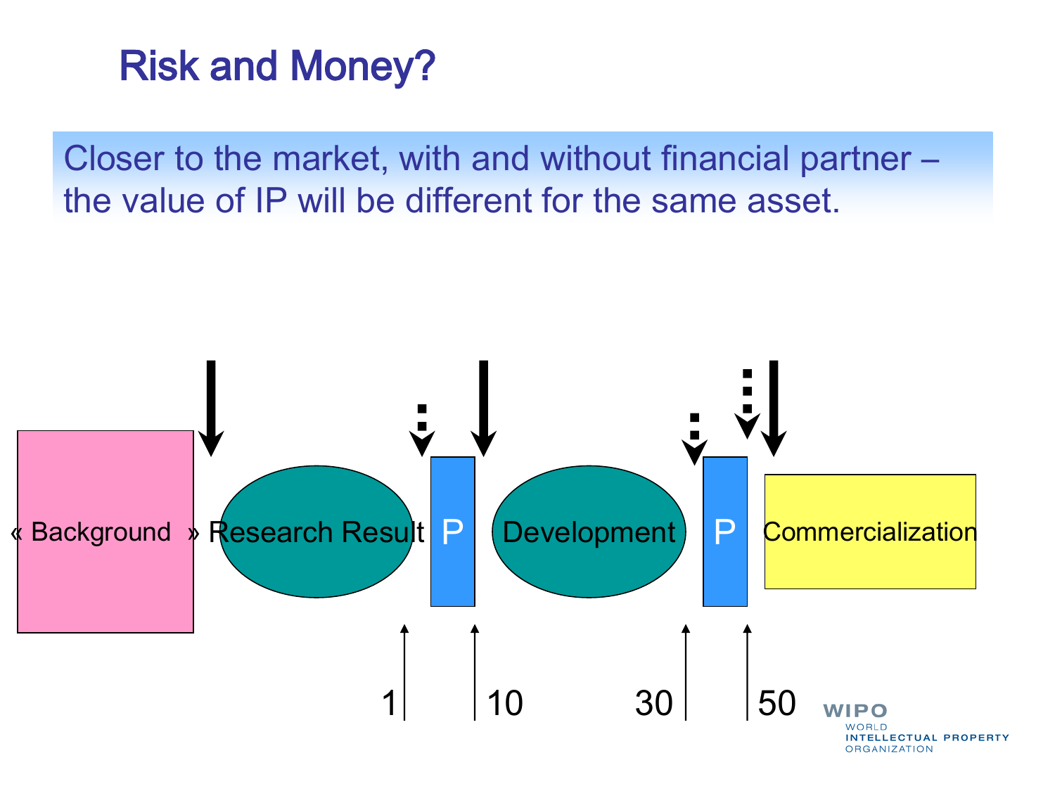# Risk and Money?

Closer to the market, with and without financial partner – the value of IP will be different for the same asset.

« Background » Research Result P Development P Commercialization

1 10 30 50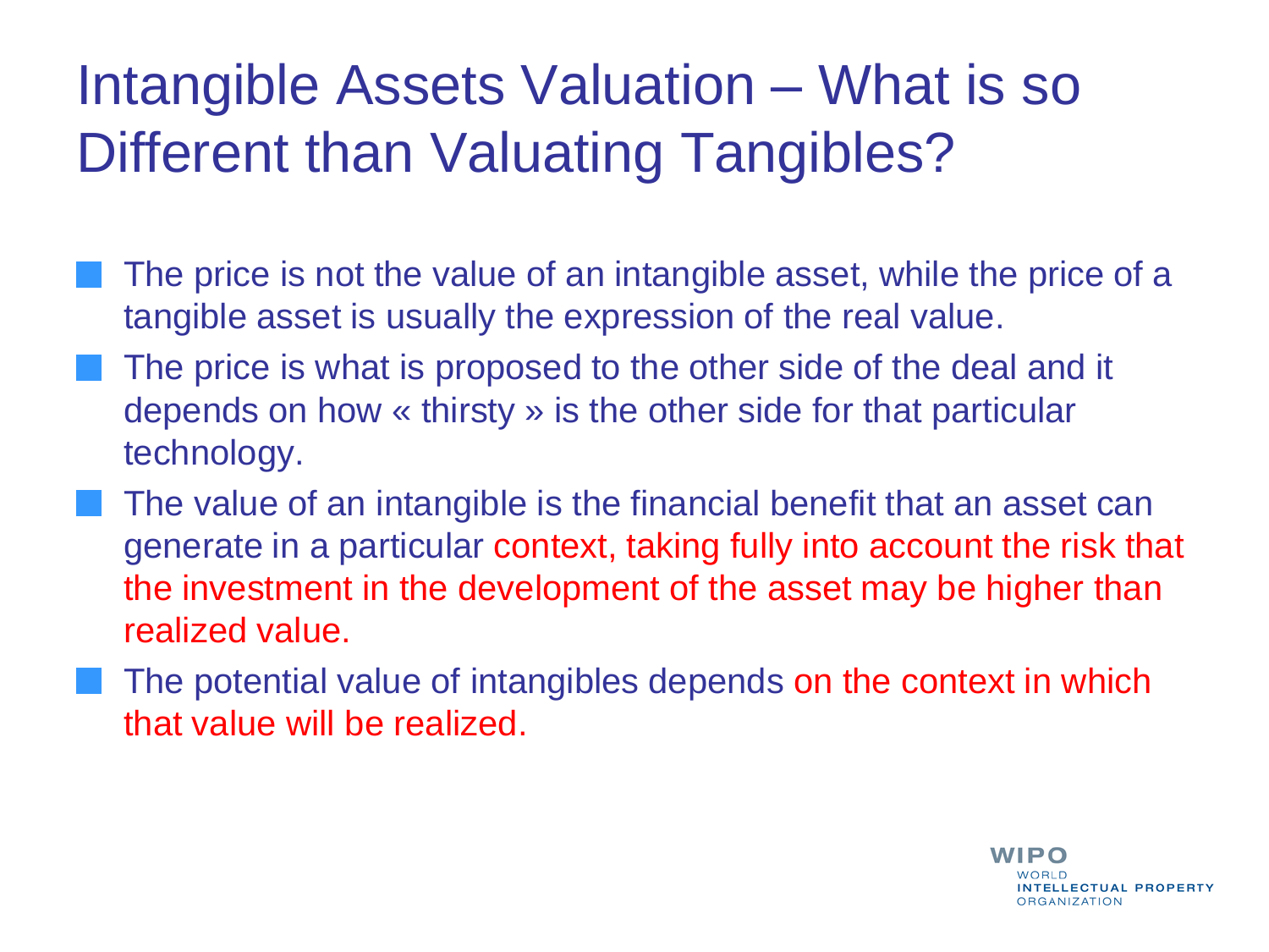# Intangible Assets Valuation – What is so Different than Valuating Tangibles?

- The price is not the value of an intangible asset, while the price of a tangible asset is usually the expression of the real value.
- The price is what is proposed to the other side of the deal and it depends on how « thirsty » is the other side for that particular technology.
- The value of an intangible is the financial benefit that an asset can generate in a particular context, taking fully into account the risk that the investment in the development of the asset may be higher than realized value.
- The potential value of intangibles depends on the context in which that value will be realized.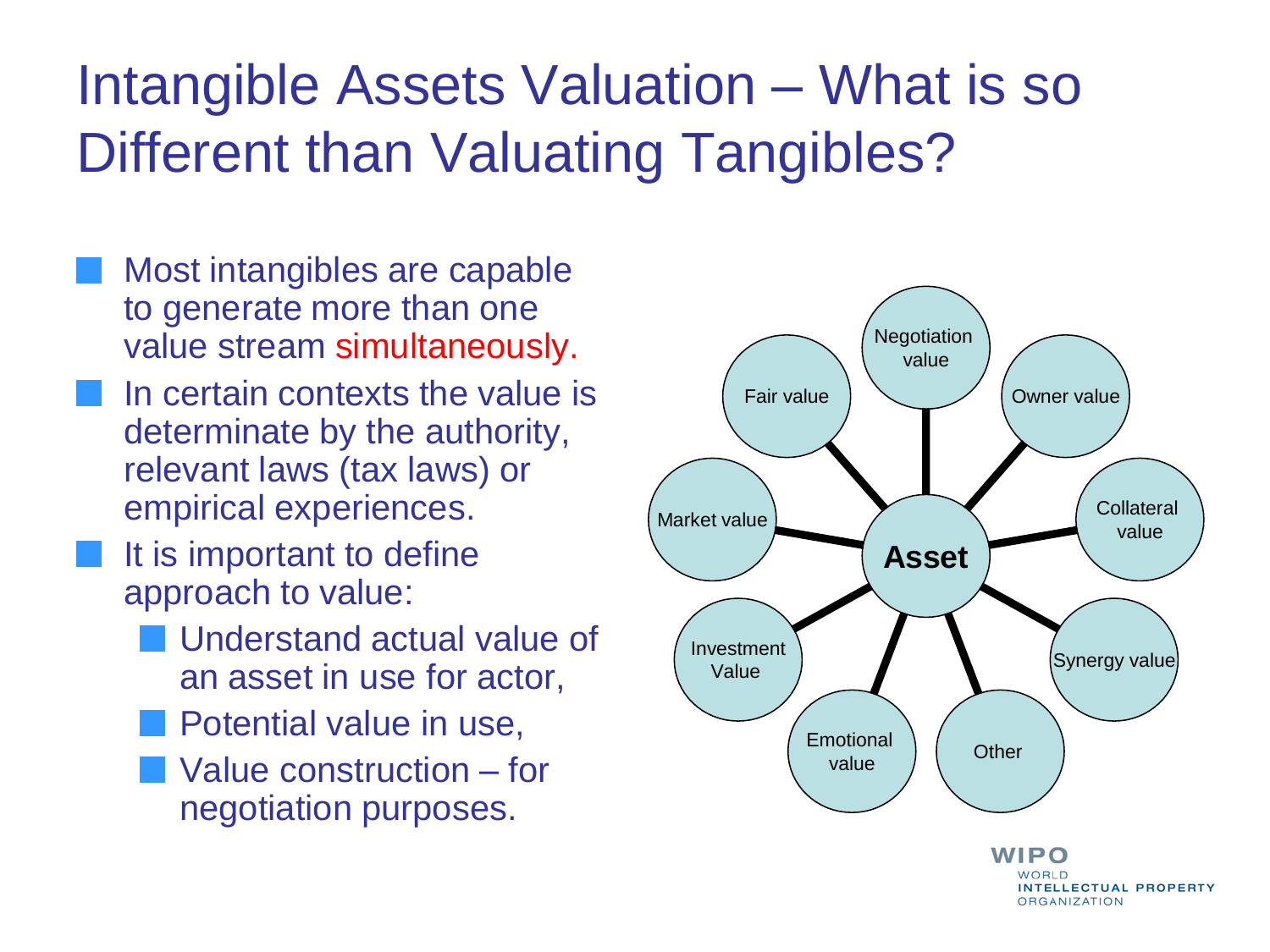# Intangible Assets Valuation – What is so Different than Valuating Tangibles?

- Most intangibles are capable to generate more than one value stream simultaneously.
- In certain contexts the value is determinate by the authority, relevant laws (tax laws) or empirical experiences.
- It is important to define approach to value:
  - Understand actual value of an asset in use for actor,
  - Potential value in use,
  - Value construction – for negotiation purposes.

Asset

Negotiation value

Owner value

Collateral value

Synergy value

Other

Emotional value

Investment Value

Market value

Fair value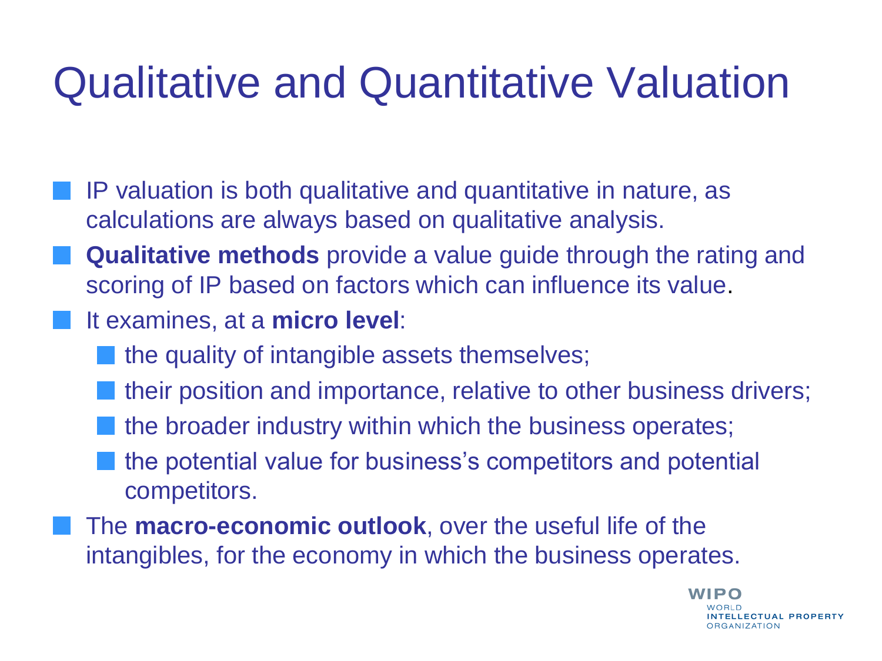# Qualitative and Quantitative Valuation

- IP valuation is both qualitative and quantitative in nature, as calculations are always based on qualitative analysis.
- **Qualitative methods** provide a value guide through the rating and scoring of IP based on factors which can influence its value.
- It examines, at a **micro level**:
  - the quality of intangible assets themselves;
  - their position and importance, relative to other business drivers;
  - the broader industry within which the business operates;
  - the potential value for business's competitors and potential competitors.
- The **macro-economic outlook**, over the useful life of the intangibles, for the economy in which the business operates.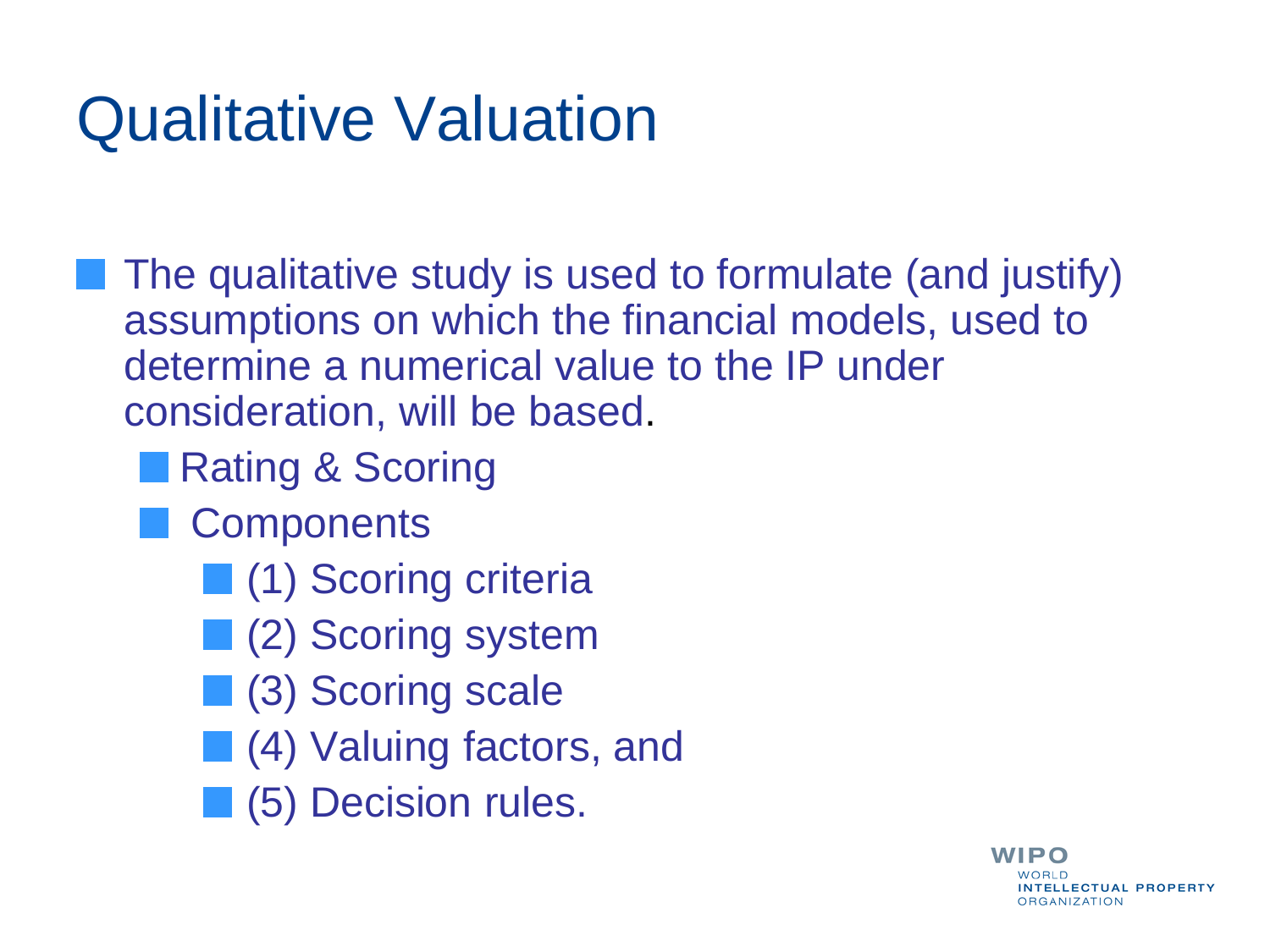# Qualitative Valuation

- The qualitative study is used to formulate (and justify) assumptions on which the financial models, used to determine a numerical value to the IP under consideration, will be based.
  - Rating & Scoring
  - Components
    - (1) Scoring criteria
    - (2) Scoring system
    - (3) Scoring scale
    - (4) Valuing factors, and
    - (5) Decision rules.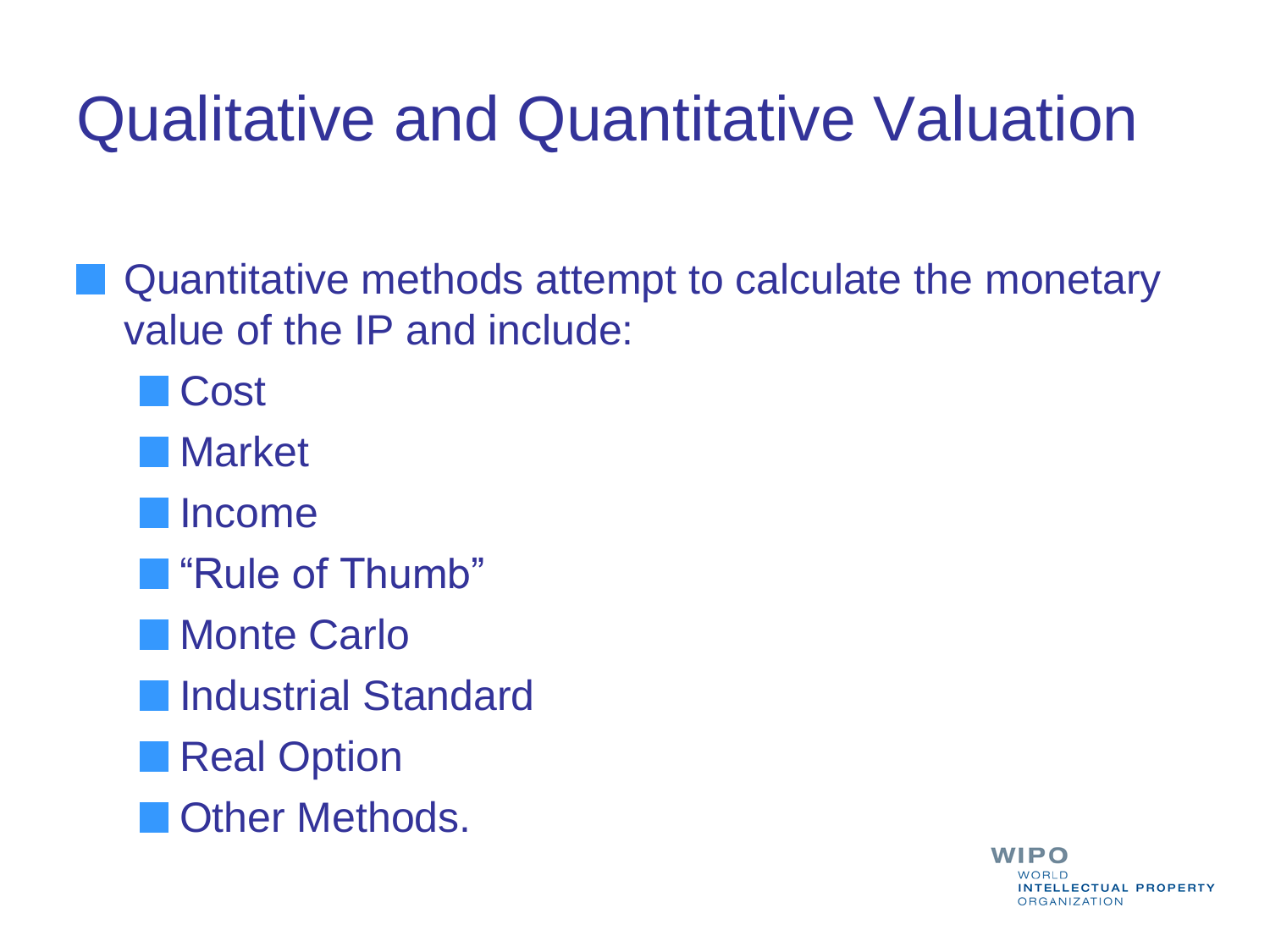# Qualitative and Quantitative Valuation

- Quantitative methods attempt to calculate the monetary value of the IP and include:
  - Cost
  - Market
  - Income
  - "Rule of Thumb"
  - Monte Carlo
  - Industrial Standard
  - Real Option
  - Other Methods.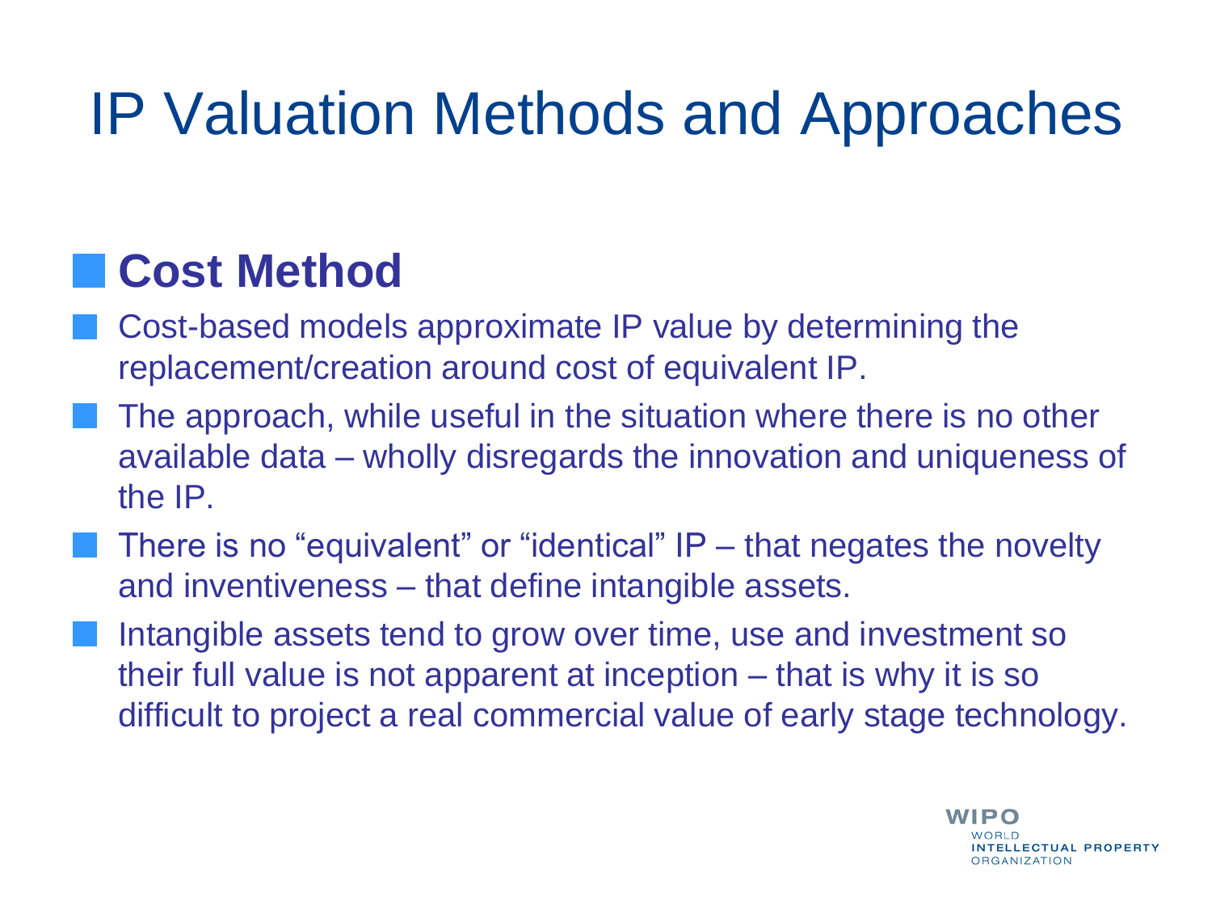# IP Valuation Methods and Approaches

- **Cost Method**
- Cost-based models approximate IP value by determining the replacement/creation around cost of equivalent IP.
- The approach, while useful in the situation where there is no other available data – wholly disregards the innovation and uniqueness of the IP.
- There is no “equivalent” or “identical” IP – that negates the novelty and inventiveness – that define intangible assets.
- Intangible assets tend to grow over time, use and investment so their full value is not apparent at inception – that is why it is so difficult to project a real commercial value of early stage technology.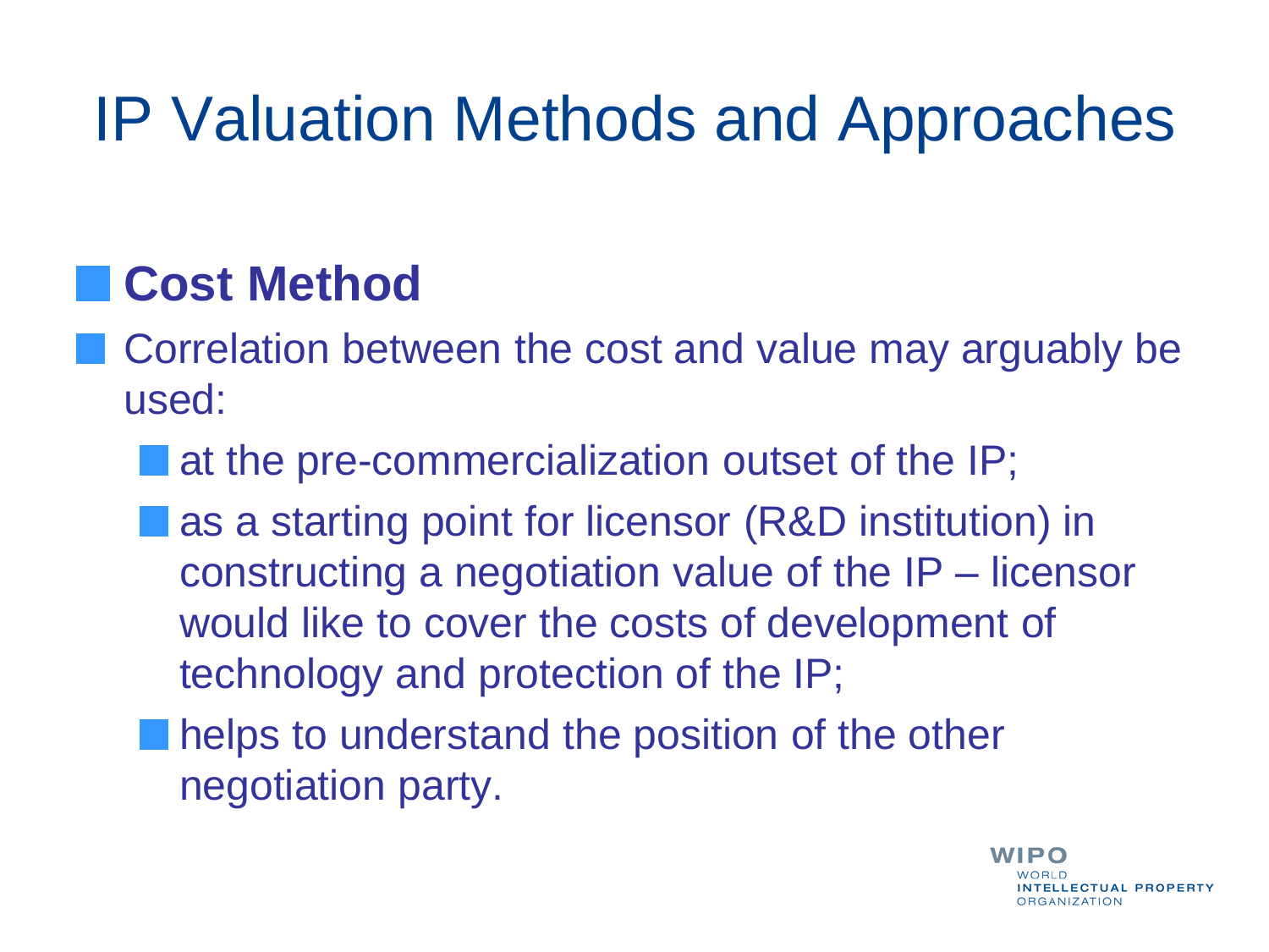# IP Valuation Methods and Approaches

- **Cost Method**
- Correlation between the cost and value may arguably be used:
  - at the pre-commercialization outset of the IP;
  - as a starting point for licensor (R&D institution) in constructing a negotiation value of the IP – licensor would like to cover the costs of development of technology and protection of the IP;
  - helps to understand the position of the other negotiation party.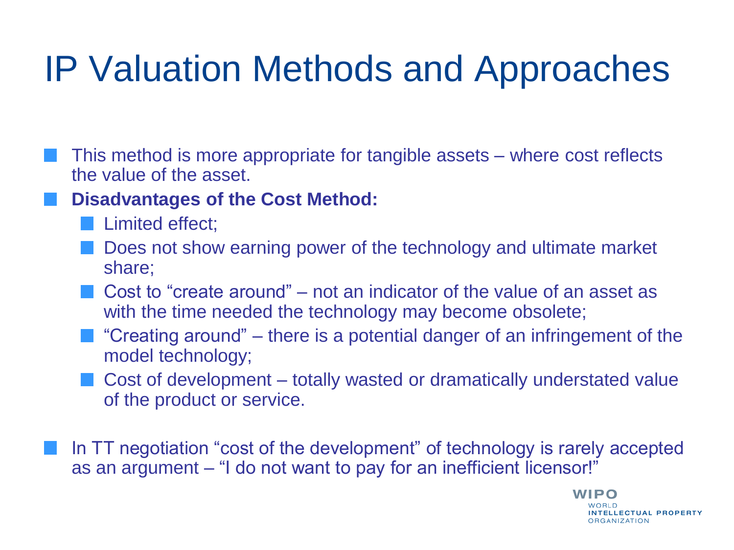# IP Valuation Methods and Approaches

- This method is more appropriate for tangible assets – where cost reflects the value of the asset.
- **Disadvantages of the Cost Method:**
  - Limited effect;
  - Does not show earning power of the technology and ultimate market share;
  - Cost to "create around" – not an indicator of the value of an asset as with the time needed the technology may become obsolete;
  - "Creating around" – there is a potential danger of an infringement of the model technology;
  - Cost of development – totally wasted or dramatically understated value of the product or service.

- In TT negotiation "cost of the development" of technology is rarely accepted as an argument – "I do not want to pay for an inefficient licensor!"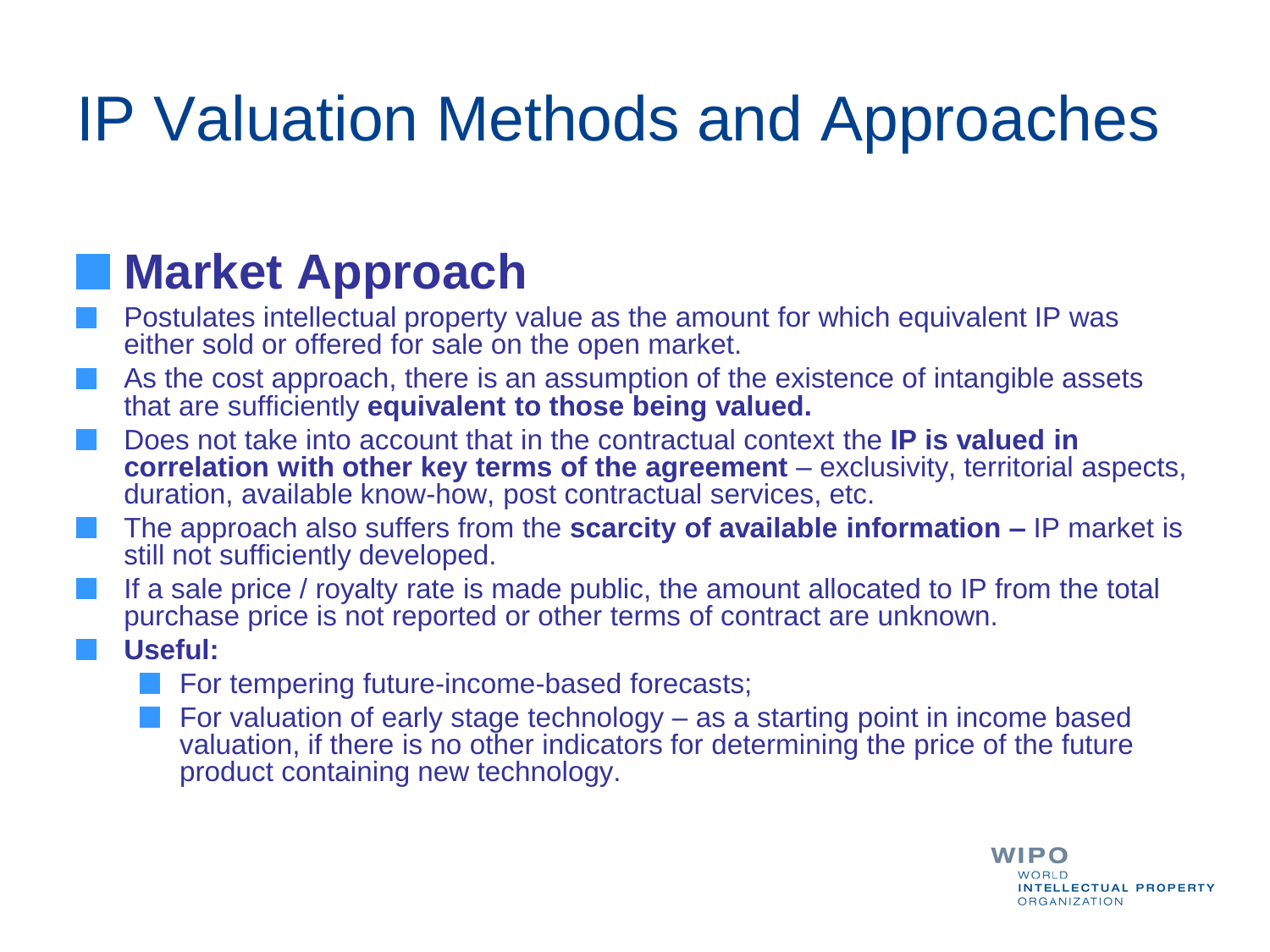# IP Valuation Methods and Approaches

## Market Approach

- Postulates intellectual property value as the amount for which equivalent IP was either sold or offered for sale on the open market.
- As the cost approach, there is an assumption of the existence of intangible assets that are sufficiently **equivalent to those being valued.**
- Does not take into account that in the contractual context the **IP is valued in correlation with other key terms of the agreement** – exclusivity, territorial aspects, duration, available know-how, post contractual services, etc.
- The approach also suffers from the **scarcity of available information –** IP market is still not sufficiently developed.
- If a sale price / royalty rate is made public, the amount allocated to IP from the total purchase price is not reported or other terms of contract are unknown.
- **Useful:**
  - For tempering future-income-based forecasts;
  - For valuation of early stage technology – as a starting point in income based valuation, if there is no other indicators for determining the price of the future product containing new technology.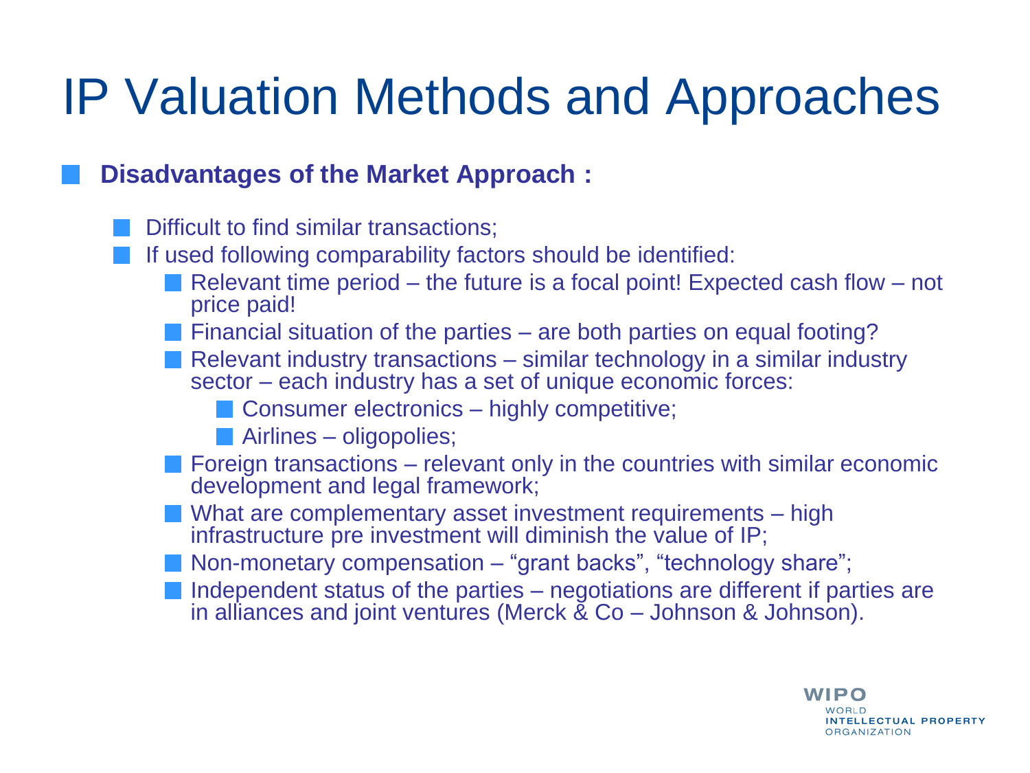# IP Valuation Methods and Approaches

- **Disadvantages of the Market Approach :**
  - Difficult to find similar transactions;
  - If used following comparability factors should be identified:
    - Relevant time period – the future is a focal point! Expected cash flow – not price paid!
    - Financial situation of the parties – are both parties on equal footing?
    - Relevant industry transactions – similar technology in a similar industry sector – each industry has a set of unique economic forces:
      - Consumer electronics – highly competitive;
      - Airlines – oligopolies;
    - Foreign transactions – relevant only in the countries with similar economic development and legal framework;
    - What are complementary asset investment requirements – high infrastructure pre investment will diminish the value of IP;
    - Non-monetary compensation – "grant backs", "technology share";
    - Independent status of the parties – negotiations are different if parties are in alliances and joint ventures (Merck & Co – Johnson & Johnson).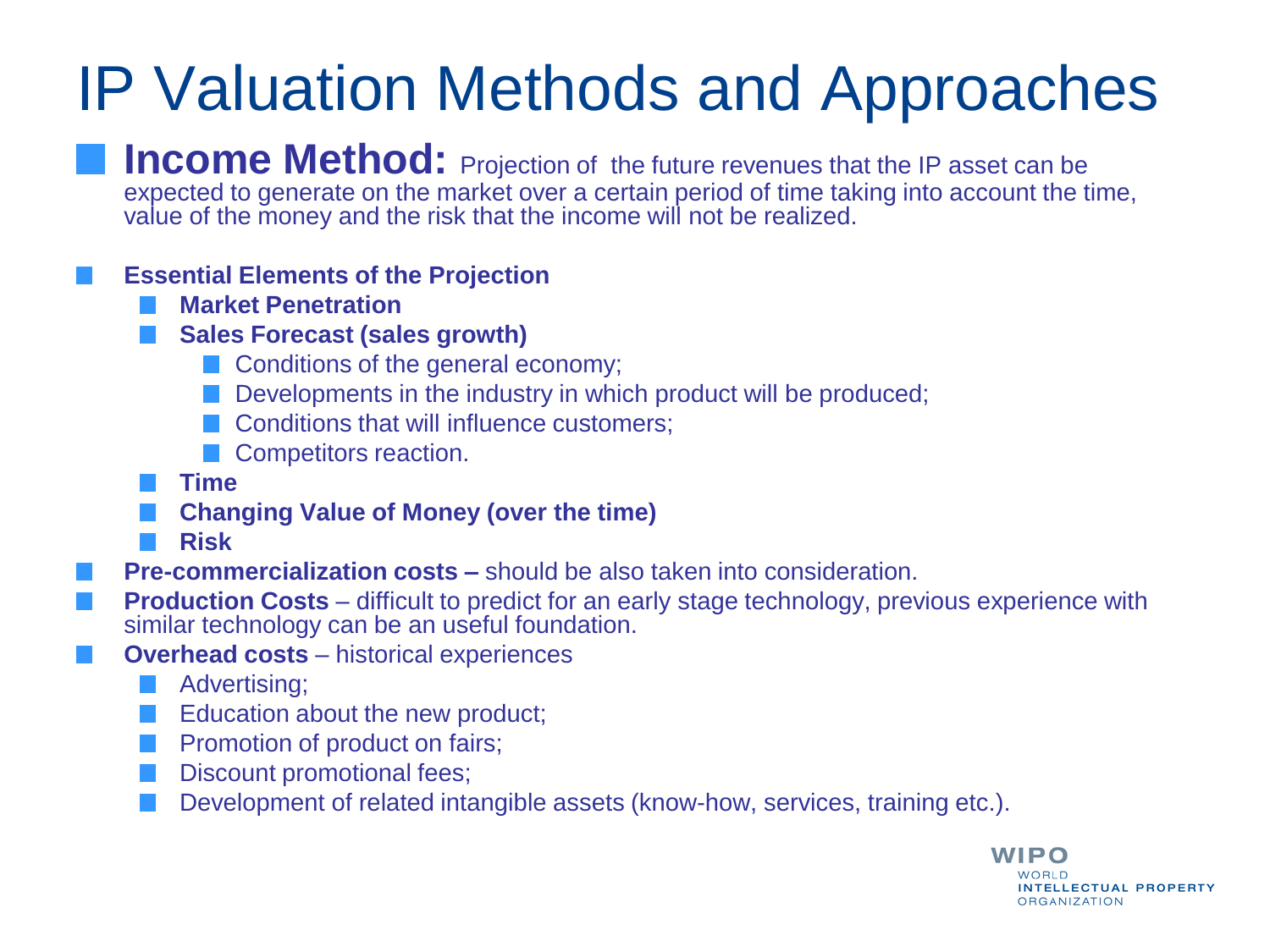# IP Valuation Methods and Approaches

- **Income Method:** Projection of the future revenues that the IP asset can be expected to generate on the market over a certain period of time taking into account the time, value of the money and the risk that the income will not be realized.

- **Essential Elements of the Projection**
  - **Market Penetration**
  - **Sales Forecast (sales growth)**
    - Conditions of the general economy;
    - Developments in the industry in which product will be produced;
    - Conditions that will influence customers;
    - Competitors reaction.
  - **Time**
  - **Changing Value of Money (over the time)**
  - **Risk**
- **Pre-commercialization costs –** should be also taken into consideration.
- **Production Costs** – difficult to predict for an early stage technology, previous experience with similar technology can be an useful foundation.
- **Overhead costs** – historical experiences
  - Advertising;
  - Education about the new product;
  - Promotion of product on fairs;
  - Discount promotional fees;
  - Development of related intangible assets (know-how, services, training etc.).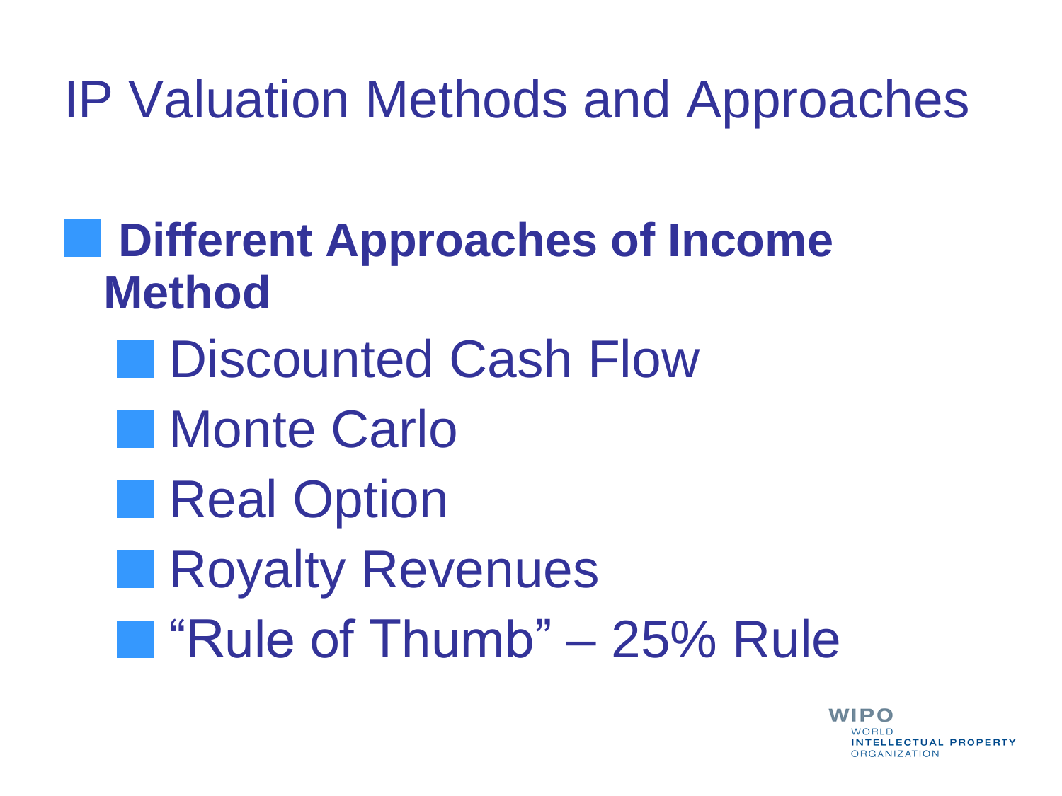# IP Valuation Methods and Approaches

- **Different Approaches of Income Method**
  - Discounted Cash Flow
  - Monte Carlo
  - Real Option
  - Royalty Revenues
  - “Rule of Thumb” – 25% Rule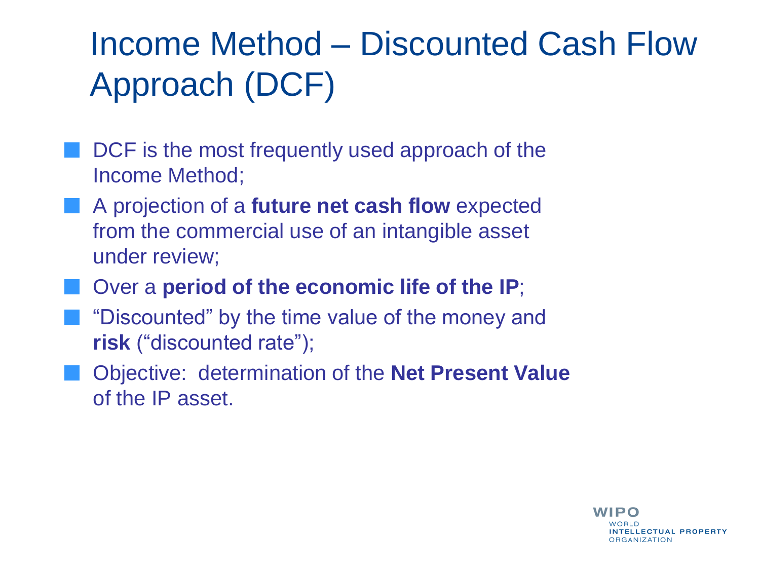# Income Method – Discounted Cash Flow Approach (DCF)

- DCF is the most frequently used approach of the Income Method;
- A projection of a **future net cash flow** expected from the commercial use of an intangible asset under review;
- Over a **period of the economic life of the IP**;
- "Discounted" by the time value of the money and **risk** ("discounted rate");
- Objective: determination of the **Net Present Value** of the IP asset.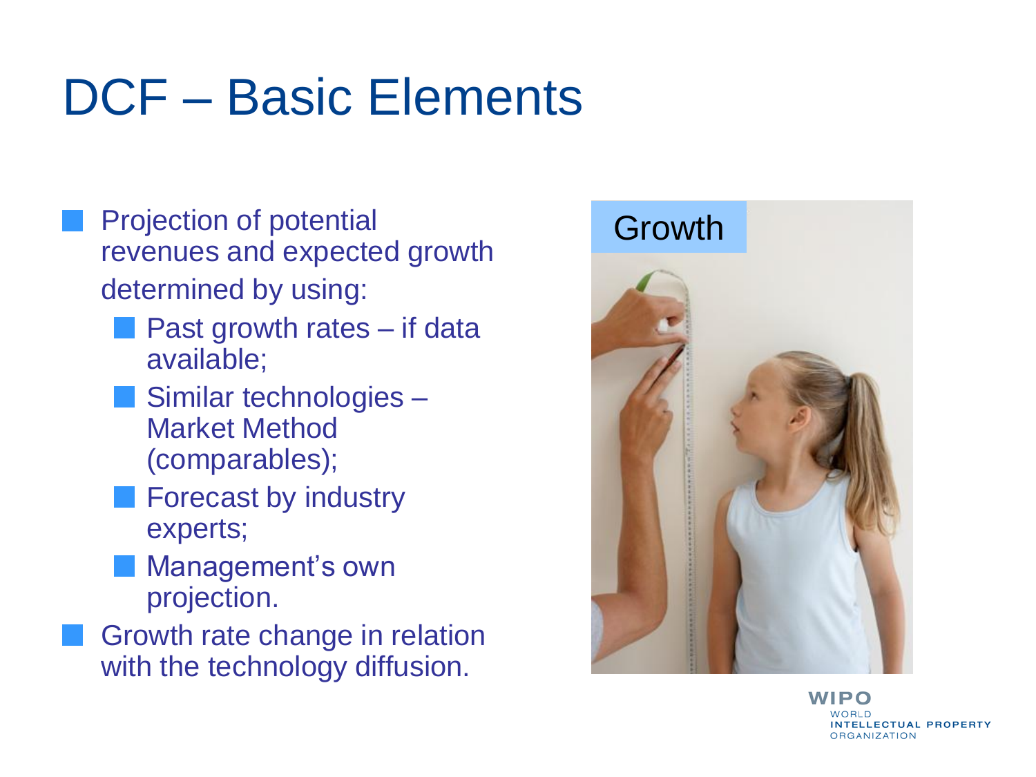# DCF – Basic Elements

- Projection of potential revenues and expected growth determined by using:
  - Past growth rates – if data available;
  - Similar technologies – Market Method (comparables);
  - Forecast by industry experts;
  - Management's own projection.
- Growth rate change in relation with the technology diffusion.

Growth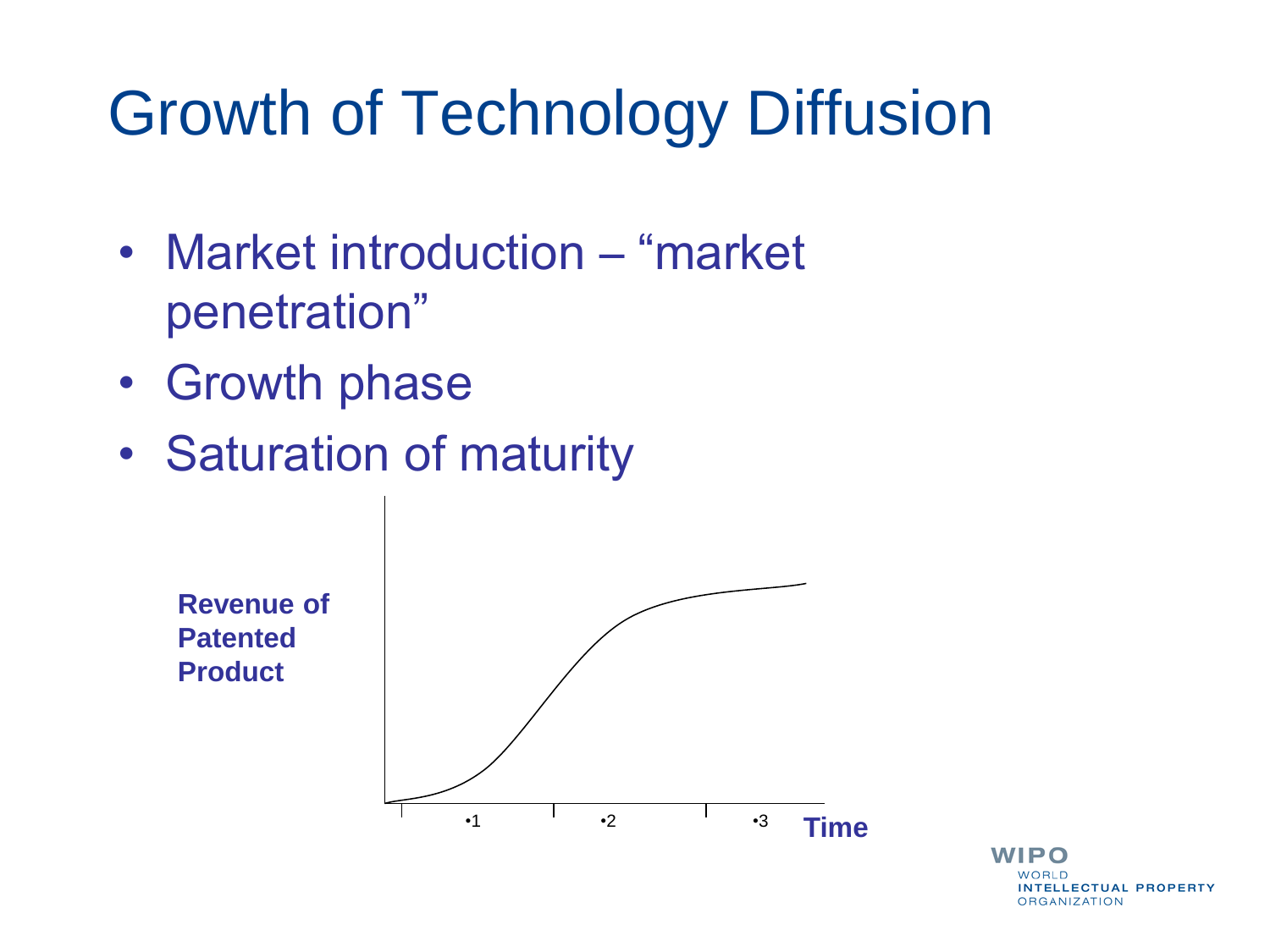# Growth of Technology Diffusion

- Market introduction – "market penetration"
- Growth phase
- Saturation of maturity

**Revenue of Patented Product**

•1 •2 •3 **Time**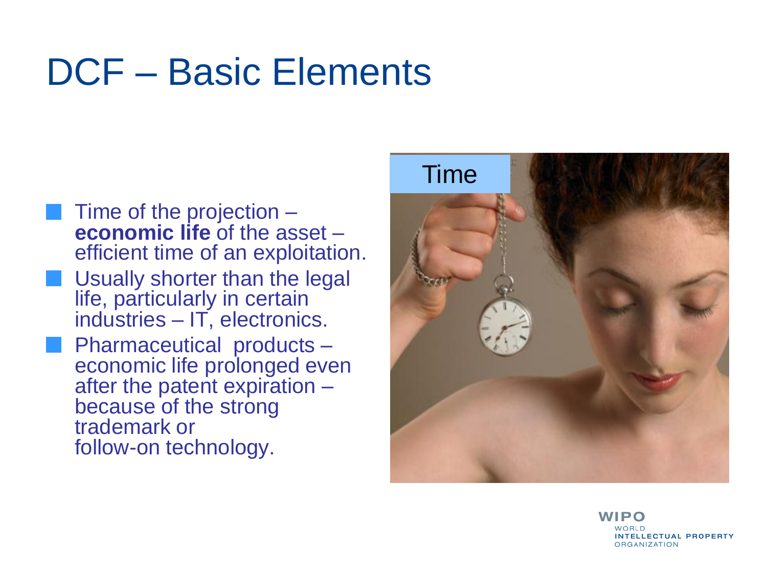# DCF – Basic Elements

- Time of the projection – **economic life** of the asset – efficient time of an exploitation.
- Usually shorter than the legal life, particularly in certain industries – IT, electronics.
- Pharmaceutical products – economic life prolonged even after the patent expiration – because of the strong trademark or follow-on technology.

Time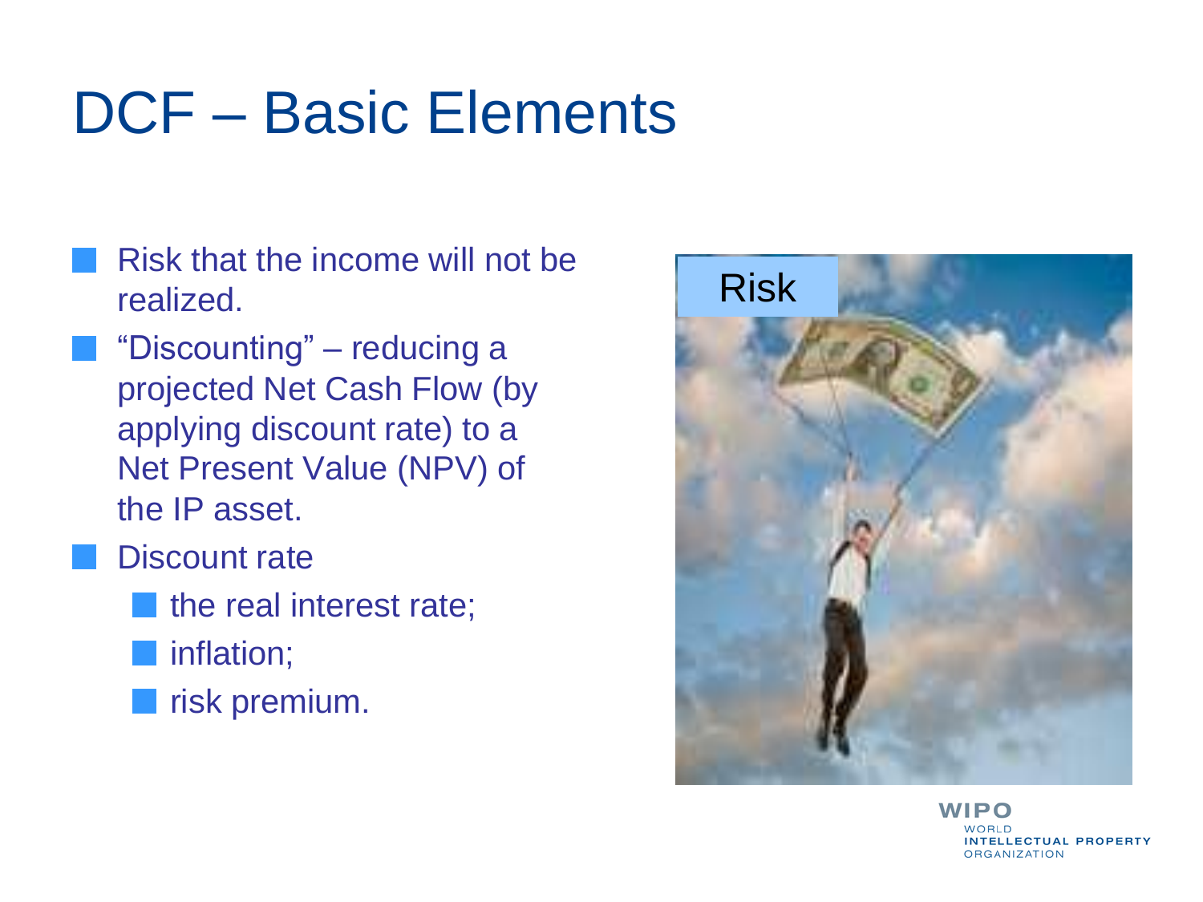# DCF – Basic Elements

- Risk that the income will not be realized.
- "Discounting" – reducing a projected Net Cash Flow (by applying discount rate) to a Net Present Value (NPV) of the IP asset.
- Discount rate
  - the real interest rate;
  - inflation;
  - risk premium.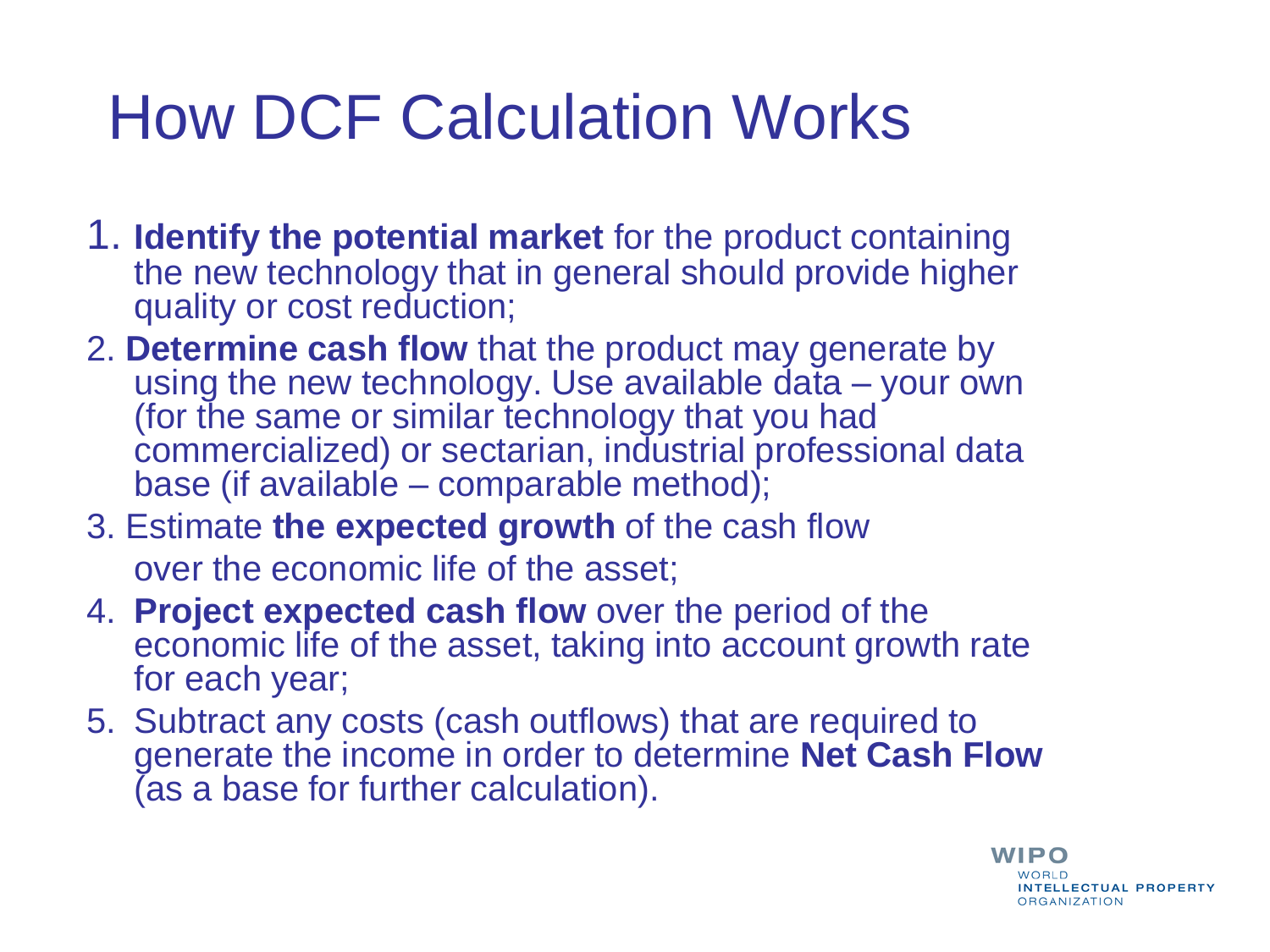# How DCF Calculation Works

1. **Identify the potential market** for the product containing the new technology that in general should provide higher quality or cost reduction;
2. **Determine cash flow** that the product may generate by using the new technology. Use available data – your own (for the same or similar technology that you had commercialized) or sectarian, industrial professional data base (if available – comparable method);
3. Estimate **the expected growth** of the cash flow over the economic life of the asset;
4. **Project expected cash flow** over the period of the economic life of the asset, taking into account growth rate for each year;
5. Subtract any costs (cash outflows) that are required to generate the income in order to determine **Net Cash Flow** (as a base for further calculation).

WIPO
WORLD
INTELLECTUAL PROPERTY
ORGANIZATION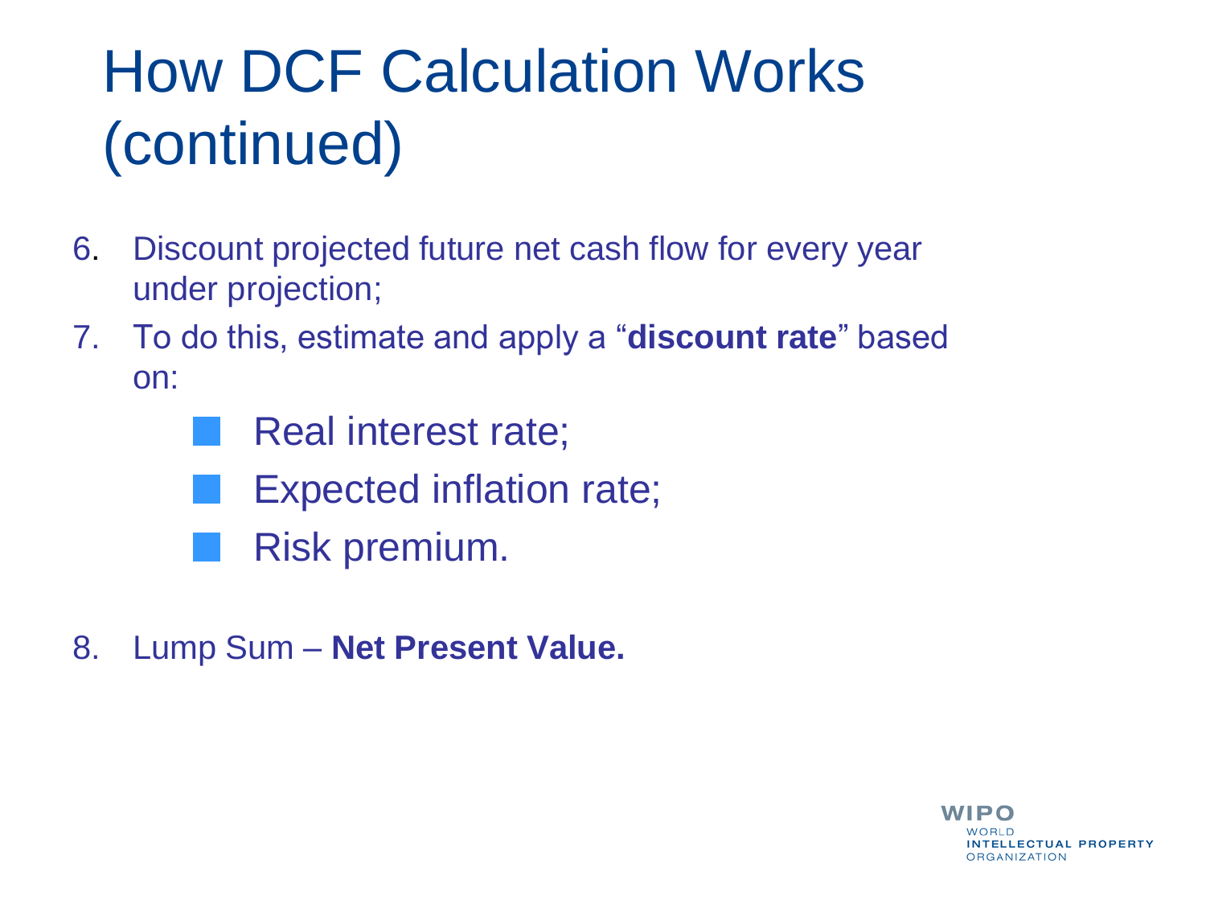# How DCF Calculation Works (continued)

6. Discount projected future net cash flow for every year under projection;
7. To do this, estimate and apply a "**discount rate**" based on:
   - Real interest rate;
   - Expected inflation rate;
   - Risk premium.
8. Lump Sum – **Net Present Value.**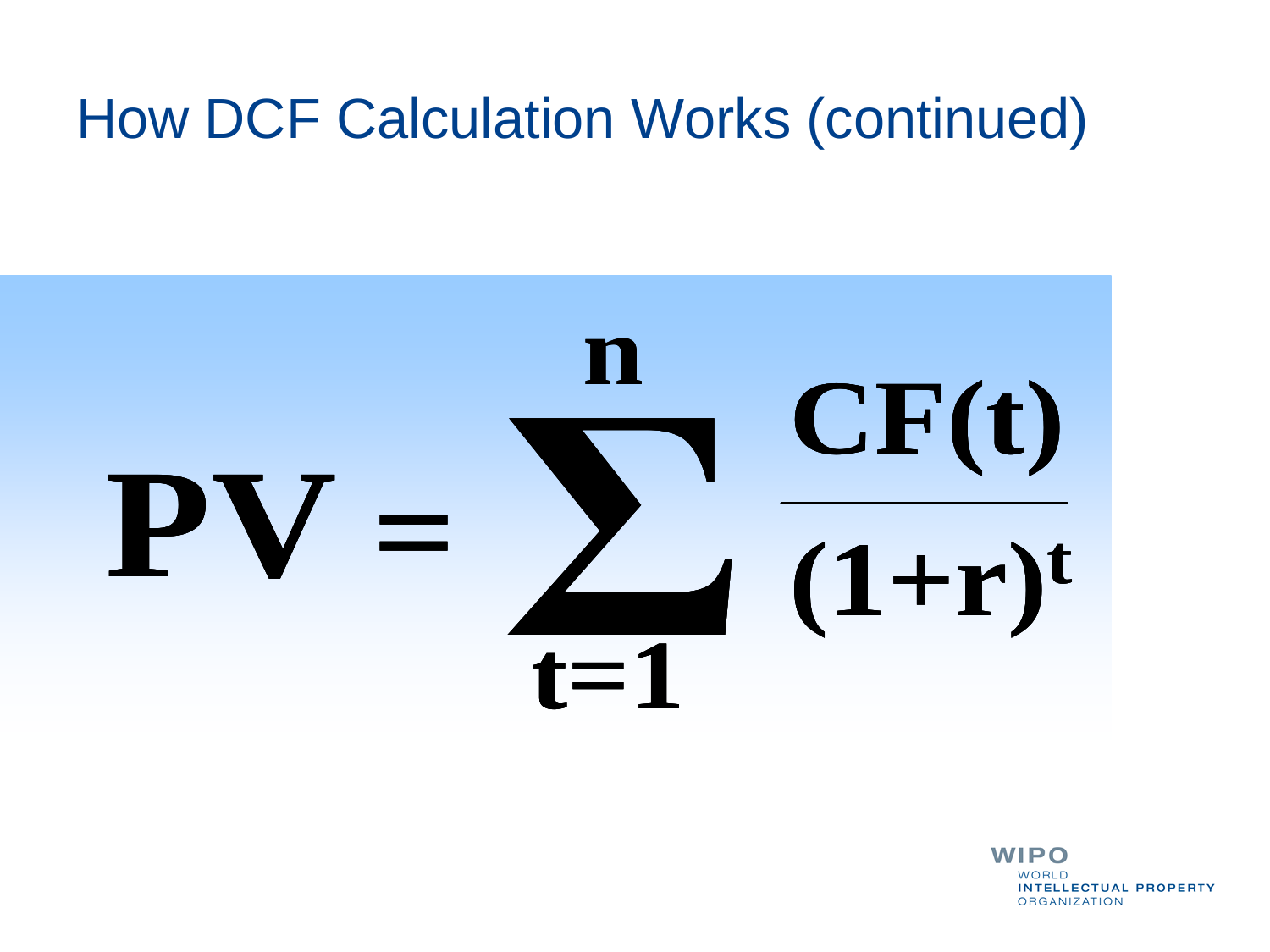# How DCF Calculation Works (continued)

$$PV = \sum_{t=1}^{n} \frac{CF(t)}{(1+r)^t}$$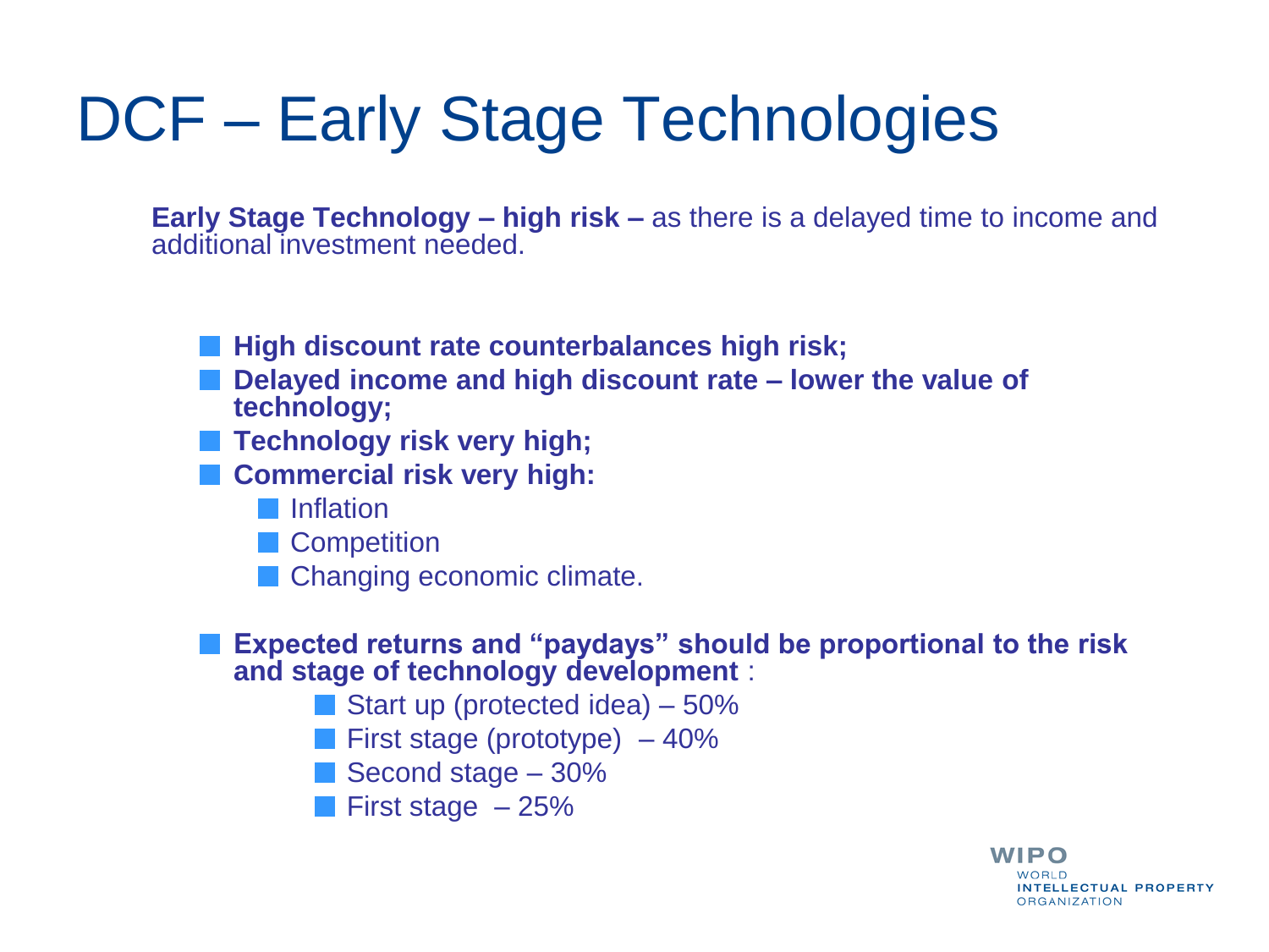# DCF – Early Stage Technologies

**Early Stage Technology – high risk –** as there is a delayed time to income and additional investment needed.

- **High discount rate counterbalances high risk;**
- **Delayed income and high discount rate – lower the value of technology;**
- **Technology risk very high;**
- **Commercial risk very high:**
  - Inflation
  - Competition
  - Changing economic climate.

- **Expected returns and "paydays" should be proportional to the risk and stage of technology development** :
  - Start up (protected idea) – 50%
  - First stage (prototype) – 40%
  - Second stage – 30%
  - First stage – 25%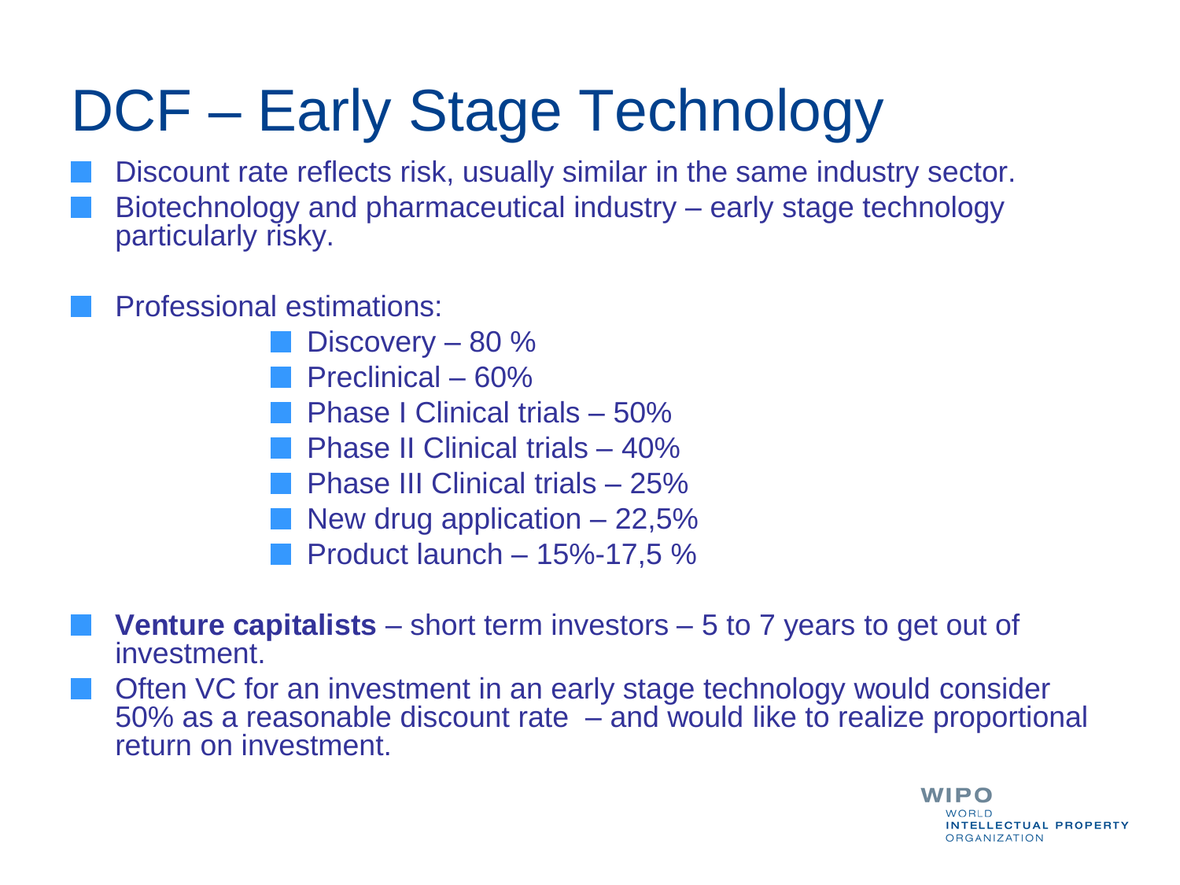# DCF – Early Stage Technology

- Discount rate reflects risk, usually similar in the same industry sector.
- Biotechnology and pharmaceutical industry – early stage technology particularly risky.

- Professional estimations:
  - Discovery – 80 %
  - Preclinical – 60%
  - Phase I Clinical trials – 50%
  - Phase II Clinical trials – 40%
  - Phase III Clinical trials – 25%
  - New drug application – 22,5%
  - Product launch – 15%-17,5 %

- **Venture capitalists** – short term investors – 5 to 7 years to get out of investment.
- Often VC for an investment in an early stage technology would consider 50% as a reasonable discount rate – and would like to realize proportional return on investment.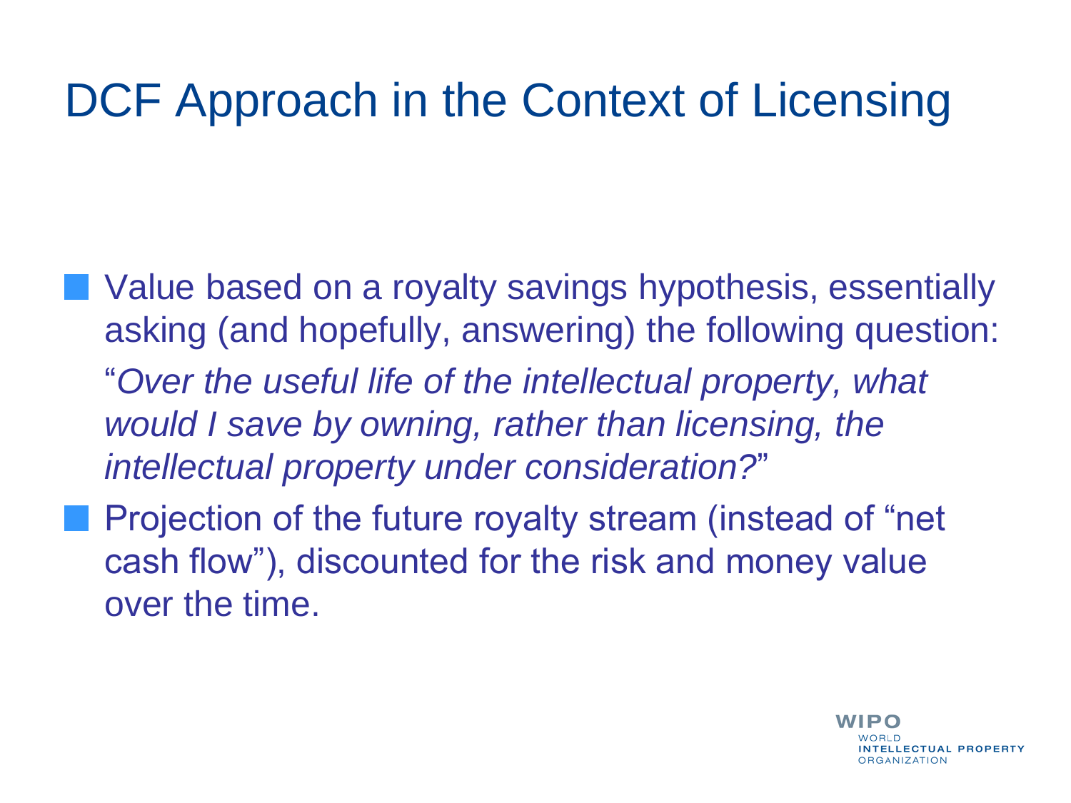# DCF Approach in the Context of Licensing

- Value based on a royalty savings hypothesis, essentially asking (and hopefully, answering) the following question:

  "*Over the useful life of the intellectual property, what would I save by owning, rather than licensing, the intellectual property under consideration?*"

- Projection of the future royalty stream (instead of "net cash flow"), discounted for the risk and money value over the time.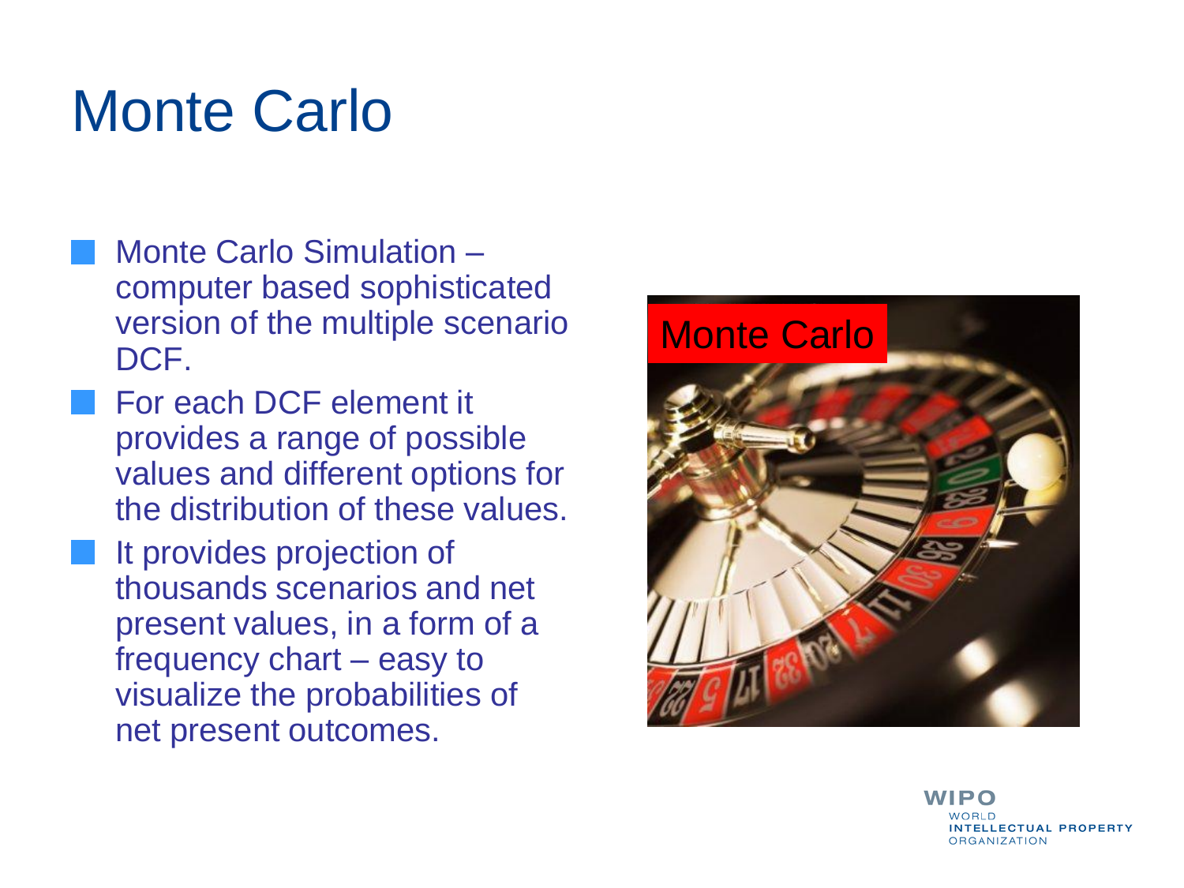# Monte Carlo

- Monte Carlo Simulation – computer based sophisticated version of the multiple scenario DCF.
- For each DCF element it provides a range of possible values and different options for the distribution of these values.
- It provides projection of thousands scenarios and net present values, in a form of a frequency chart – easy to visualize the probabilities of net present outcomes.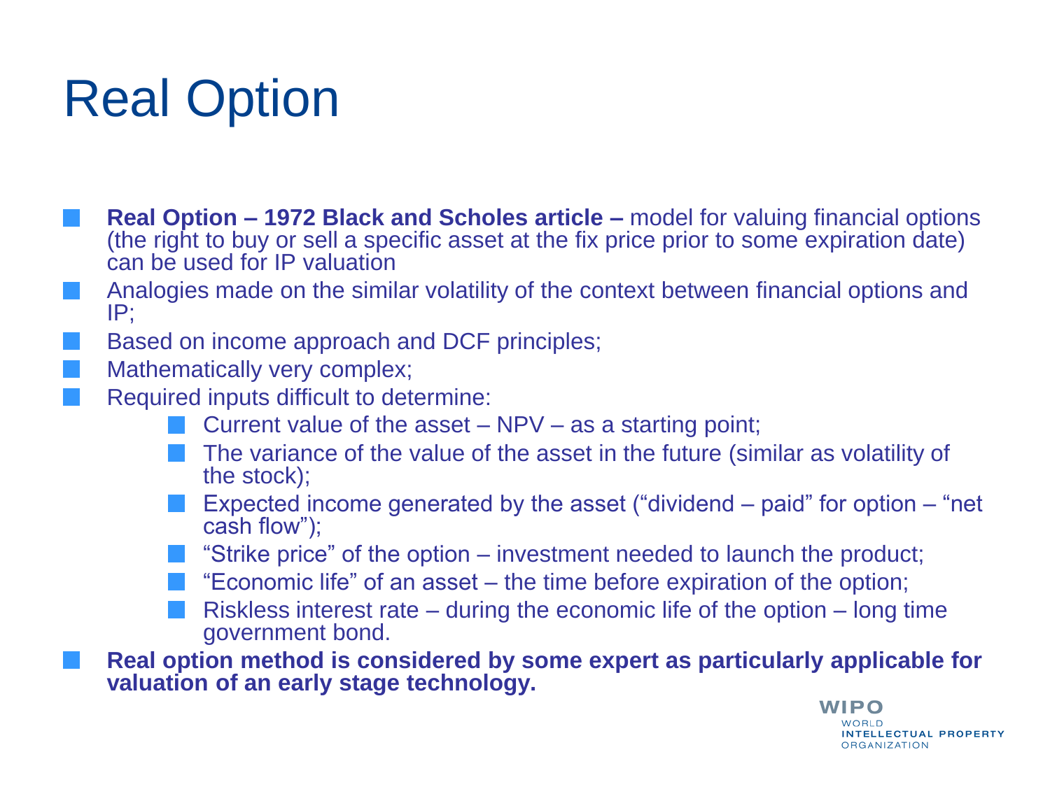# Real Option

- **Real Option – 1972 Black and Scholes article –** model for valuing financial options (the right to buy or sell a specific asset at the fix price prior to some expiration date) can be used for IP valuation
- Analogies made on the similar volatility of the context between financial options and IP;
- Based on income approach and DCF principles;
- Mathematically very complex;
- Required inputs difficult to determine:
  - Current value of the asset – NPV – as a starting point;
  - The variance of the value of the asset in the future (similar as volatility of the stock);
  - Expected income generated by the asset ("dividend – paid" for option – "net cash flow");
  - "Strike price" of the option – investment needed to launch the product;
  - "Economic life" of an asset – the time before expiration of the option;
  - Riskless interest rate – during the economic life of the option – long time government bond.
- **Real option method is considered by some expert as particularly applicable for valuation of an early stage technology.**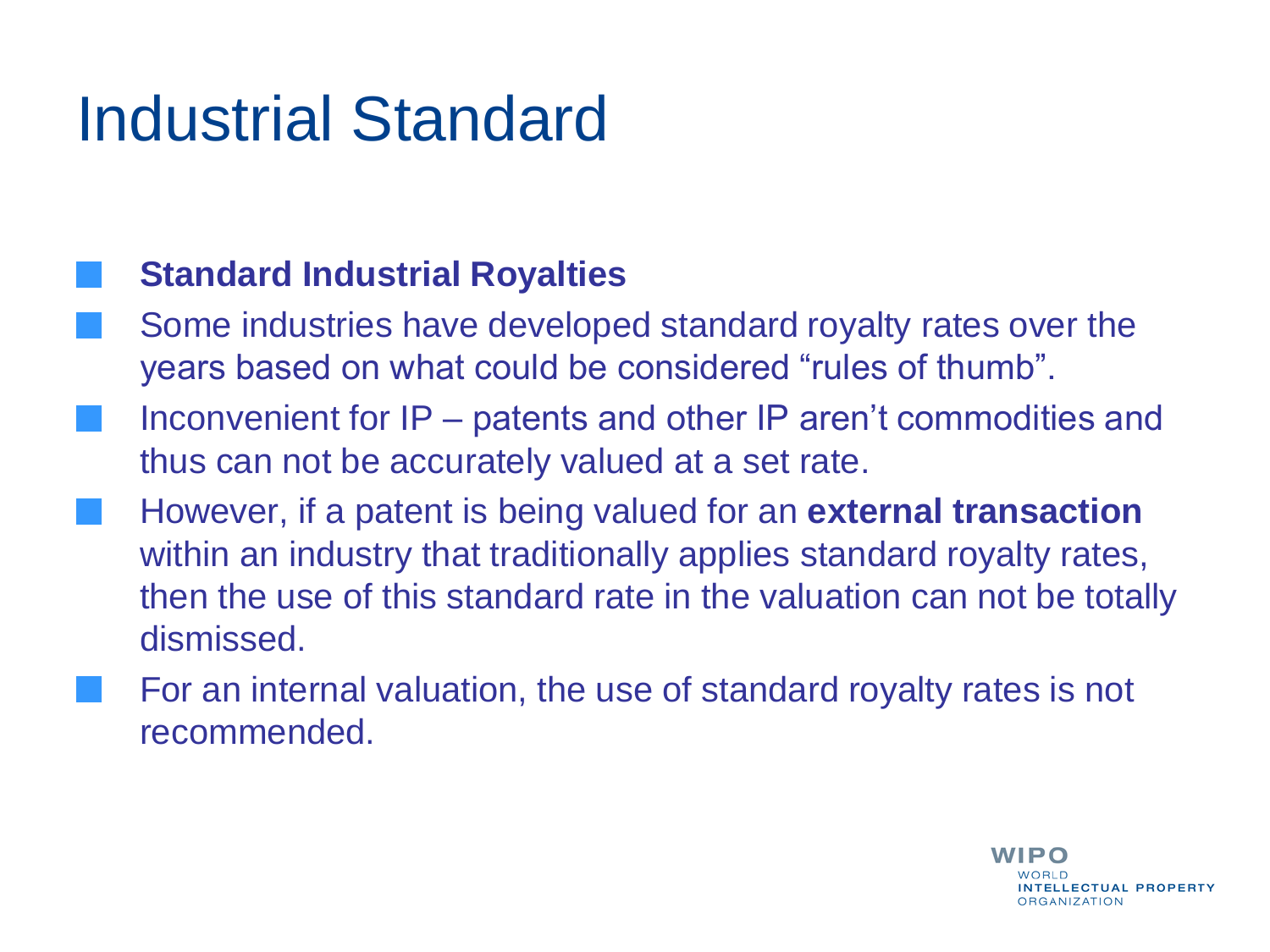# Industrial Standard

- **Standard Industrial Royalties**
- Some industries have developed standard royalty rates over the years based on what could be considered "rules of thumb".
- Inconvenient for IP – patents and other IP aren't commodities and thus can not be accurately valued at a set rate.
- However, if a patent is being valued for an **external transaction** within an industry that traditionally applies standard royalty rates, then the use of this standard rate in the valuation can not be totally dismissed.
- For an internal valuation, the use of standard royalty rates is not recommended.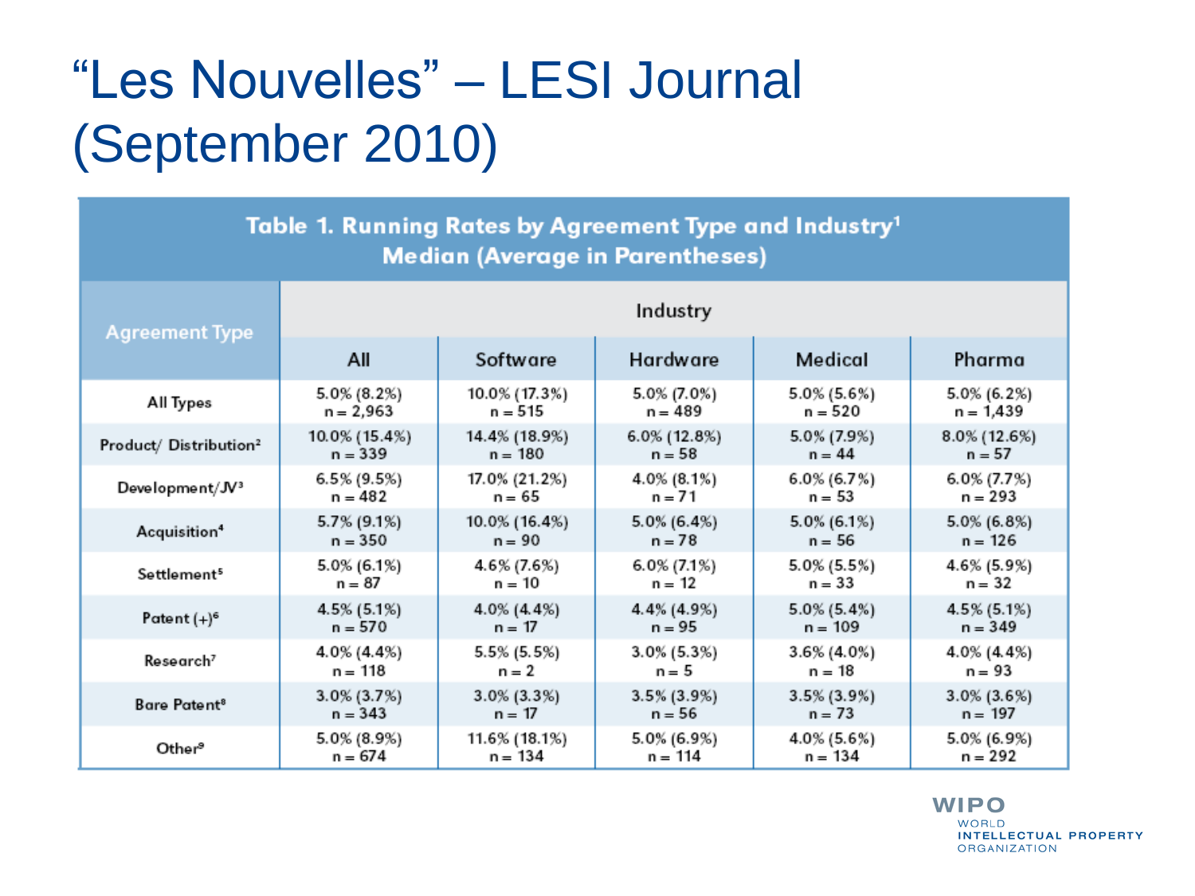# "Les Nouvelles" – LESI Journal (September 2010)

**Table 1. Running Rates by Agreement Type and Industry[1]**
**Median (Average in Parentheses)**

| Agreement Type | Industry | | | | |
|---|---|---|---|---|---|
| | All | Software | Hardware | Medical | Pharma |
| All Types | 5.0% (8.2%) n = 2,963 | 10.0% (17.3%) n = 515 | 5.0% (7.0%) n = 489 | 5.0% (5.6%) n = 520 | 5.0% (6.2%) n = 1,439 |
| Product/ Distribution[2] | 10.0% (15.4%) n = 339 | 14.4% (18.9%) n = 180 | 6.0% (12.8%) n = 58 | 5.0% (7.9%) n = 44 | 8.0% (12.6%) n = 57 |
| Development/JV[3] | 6.5% (9.5%) n = 482 | 17.0% (21.2%) n = 65 | 4.0% (8.1%) n = 71 | 6.0% (6.7%) n = 53 | 6.0% (7.7%) n = 293 |
| Acquisition[4] | 5.7% (9.1%) n = 350 | 10.0% (16.4%) n = 90 | 5.0% (6.4%) n = 78 | 5.0% (6.1%) n = 56 | 5.0% (6.8%) n = 126 |
| Settlement[5] | 5.0% (6.1%) n = 87 | 4.6% (7.6%) n = 10 | 6.0% (7.1%) n = 12 | 5.0% (5.5%) n = 33 | 4.6% (5.9%) n = 32 |
| Patent (+)[6] | 4.5% (5.1%) n = 570 | 4.0% (4.4%) n = 17 | 4.4% (4.9%) n = 95 | 5.0% (5.4%) n = 109 | 4.5% (5.1%) n = 349 |
| Research[7] | 4.0% (4.4%) n = 118 | 5.5% (5.5%) n = 2 | 3.0% (5.3%) n = 5 | 3.6% (4.0%) n = 18 | 4.0% (4.4%) n = 93 |
| Bare Patent[8] | 3.0% (3.7%) n = 343 | 3.0% (3.3%) n = 17 | 3.5% (3.9%) n = 56 | 3.5% (3.9%) n = 73 | 3.0% (3.6%) n = 197 |
| Other[9] | 5.0% (8.9%) n = 674 | 11.6% (18.1%) n = 134 | 5.0% (6.9%) n = 114 | 4.0% (5.6%) n = 134 | 5.0% (6.9%) n = 292 |

WIPO WORLD INTELLECTUAL PROPERTY ORGANIZATION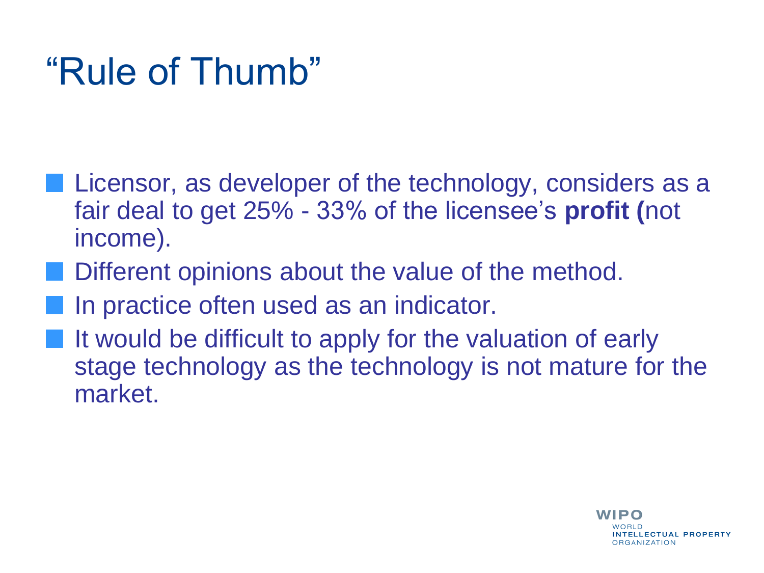# "Rule of Thumb"

- Licensor, as developer of the technology, considers as a fair deal to get 25% - 33% of the licensee's **profit (**not income).
- Different opinions about the value of the method.
- In practice often used as an indicator.
- It would be difficult to apply for the valuation of early stage technology as the technology is not mature for the market.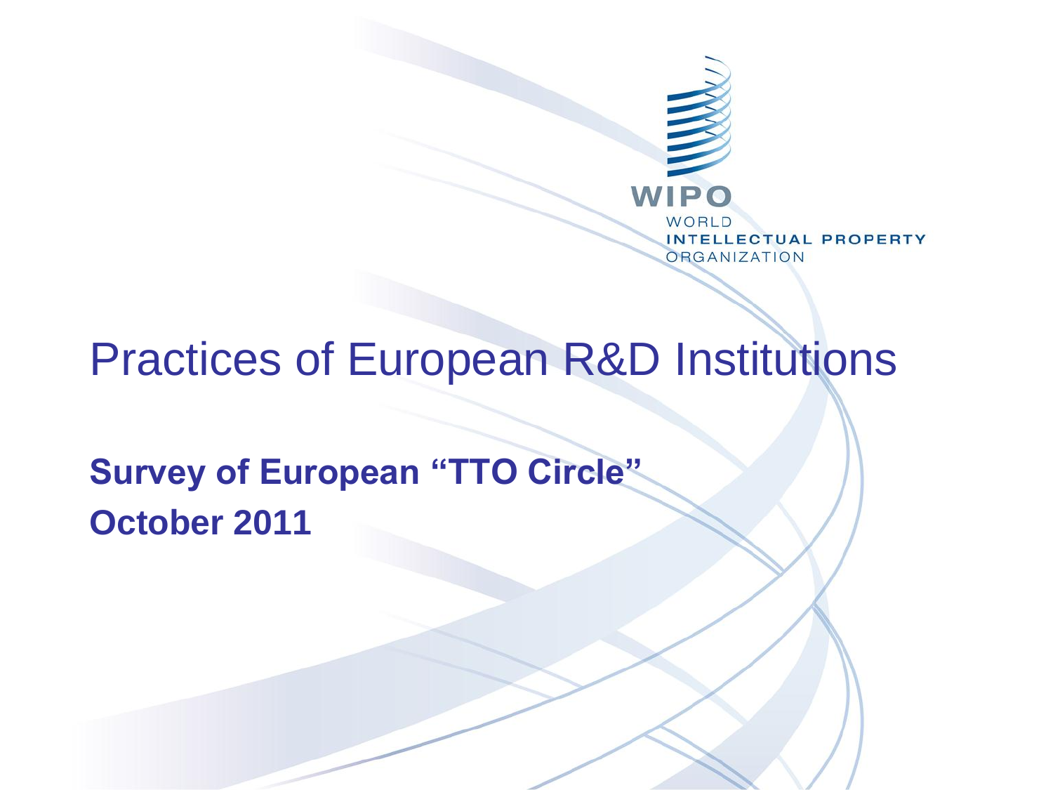WIPO

WORLD
INTELLECTUAL PROPERTY
ORGANIZATION

# Practices of European R&D Institutions

**Survey of European "TTO Circle"**
**October 2011**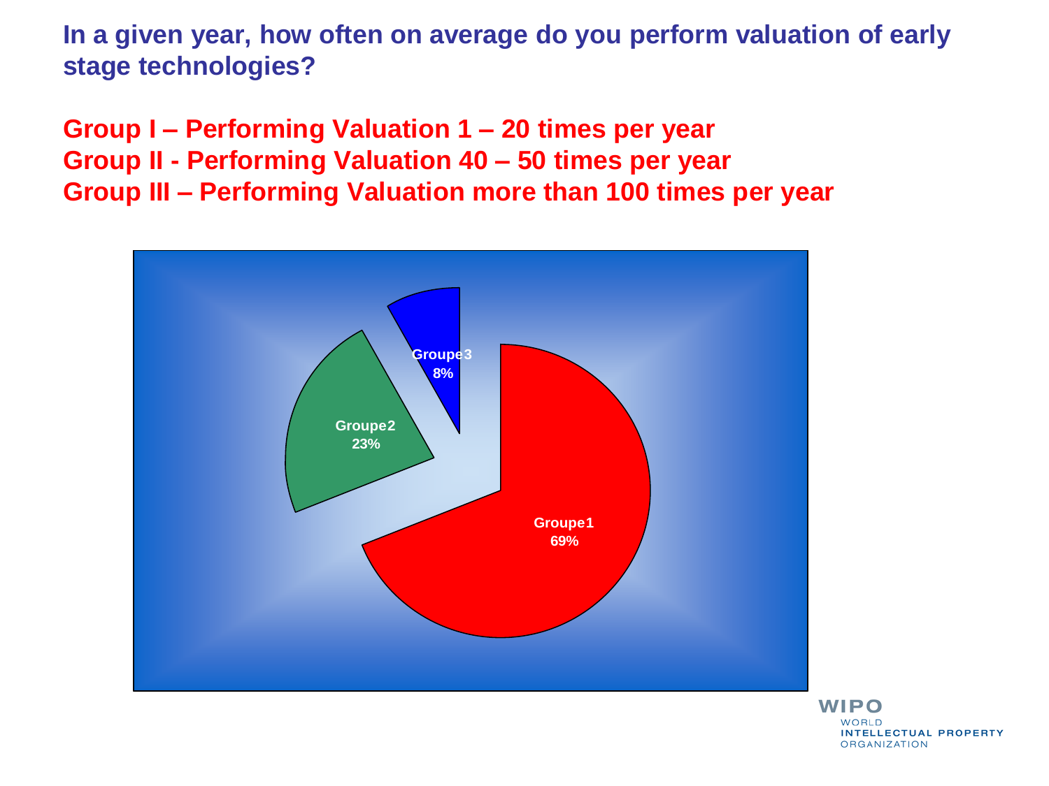## In a given year, how often on average do you perform valuation of early stage technologies?

**Group I – Performing Valuation 1 – 20 times per year**
**Group II - Performing Valuation 40 – 50 times per year**
**Group III – Performing Valuation more than 100 times per year**

Groupe3 8%

Groupe2 23%

Groupe1 69%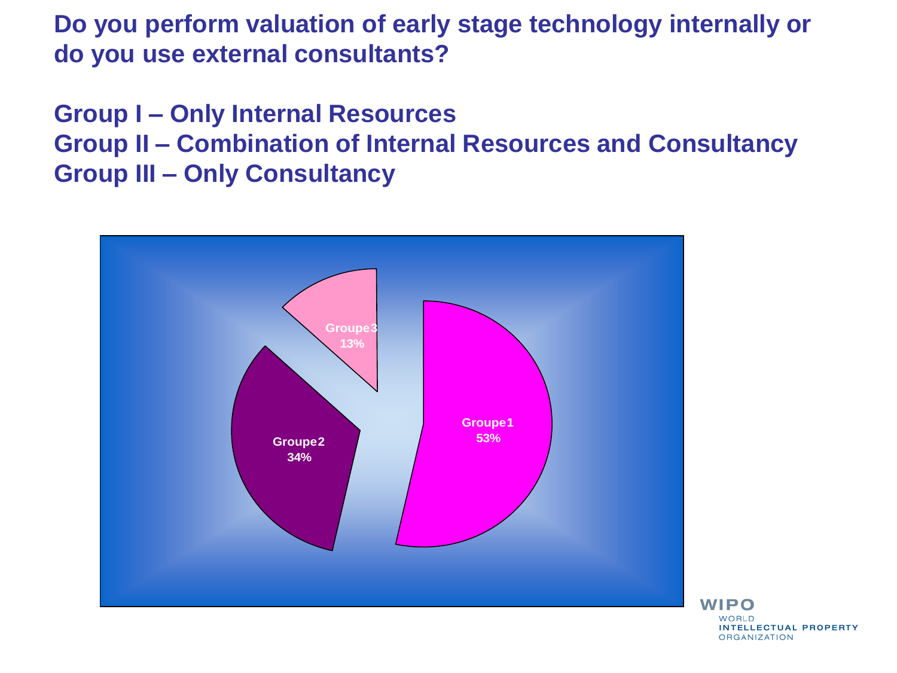# Do you perform valuation of early stage technology internally or do you use external consultants?

**Group I – Only Internal Resources**
**Group II – Combination of Internal Resources and Consultancy**
**Group III – Only Consultancy**

Groupe1 53%

Groupe2 34%

Groupe3 13%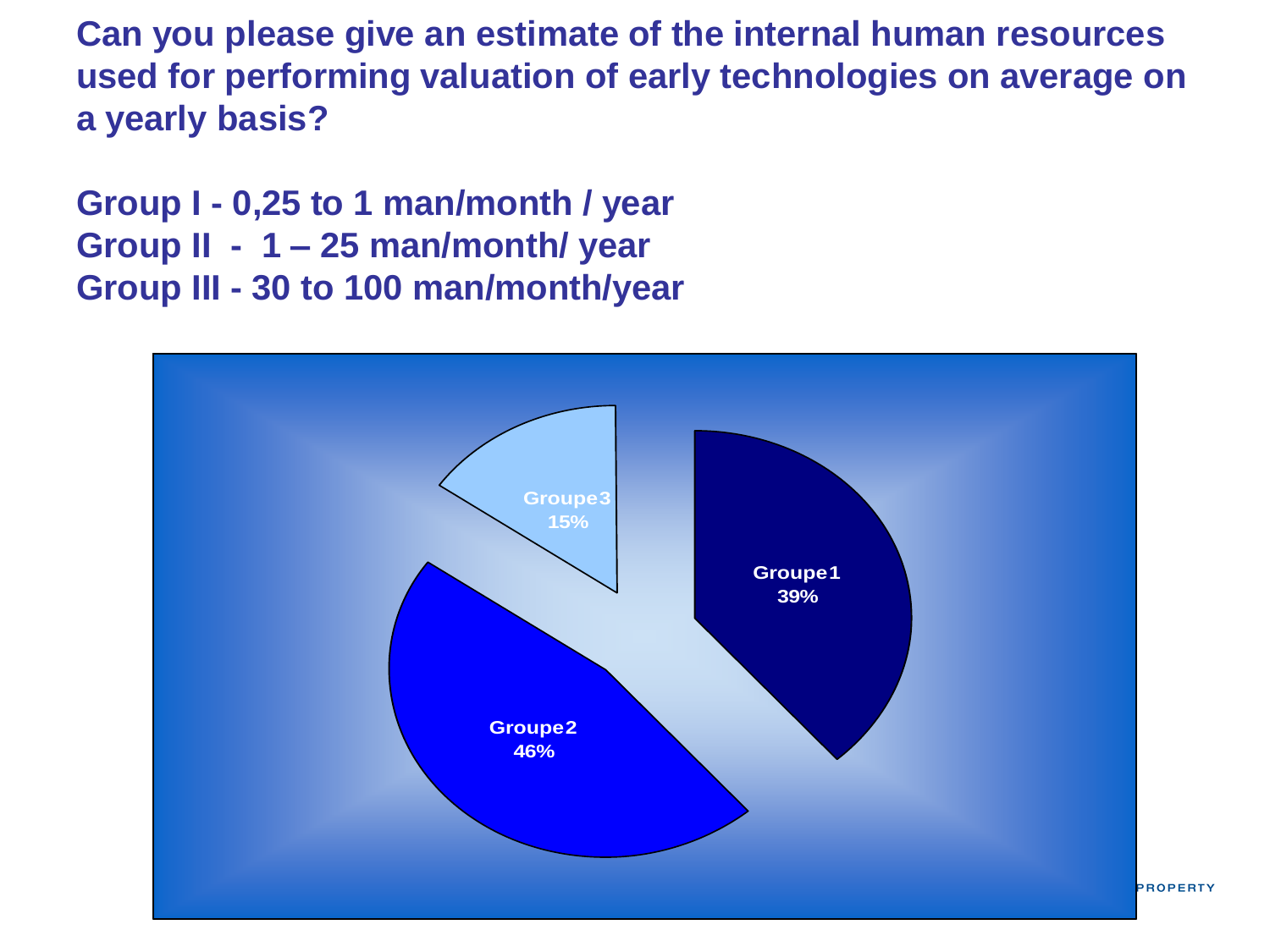**Can you please give an estimate of the internal human resources used for performing valuation of early technologies on average on a yearly basis?**

**Group I - 0,25 to 1 man/month / year**
**Group II - 1 – 25 man/month/ year**
**Group III - 30 to 100 man/month/year**

Groupe3 15%

Groupe1 39%

Groupe2 46%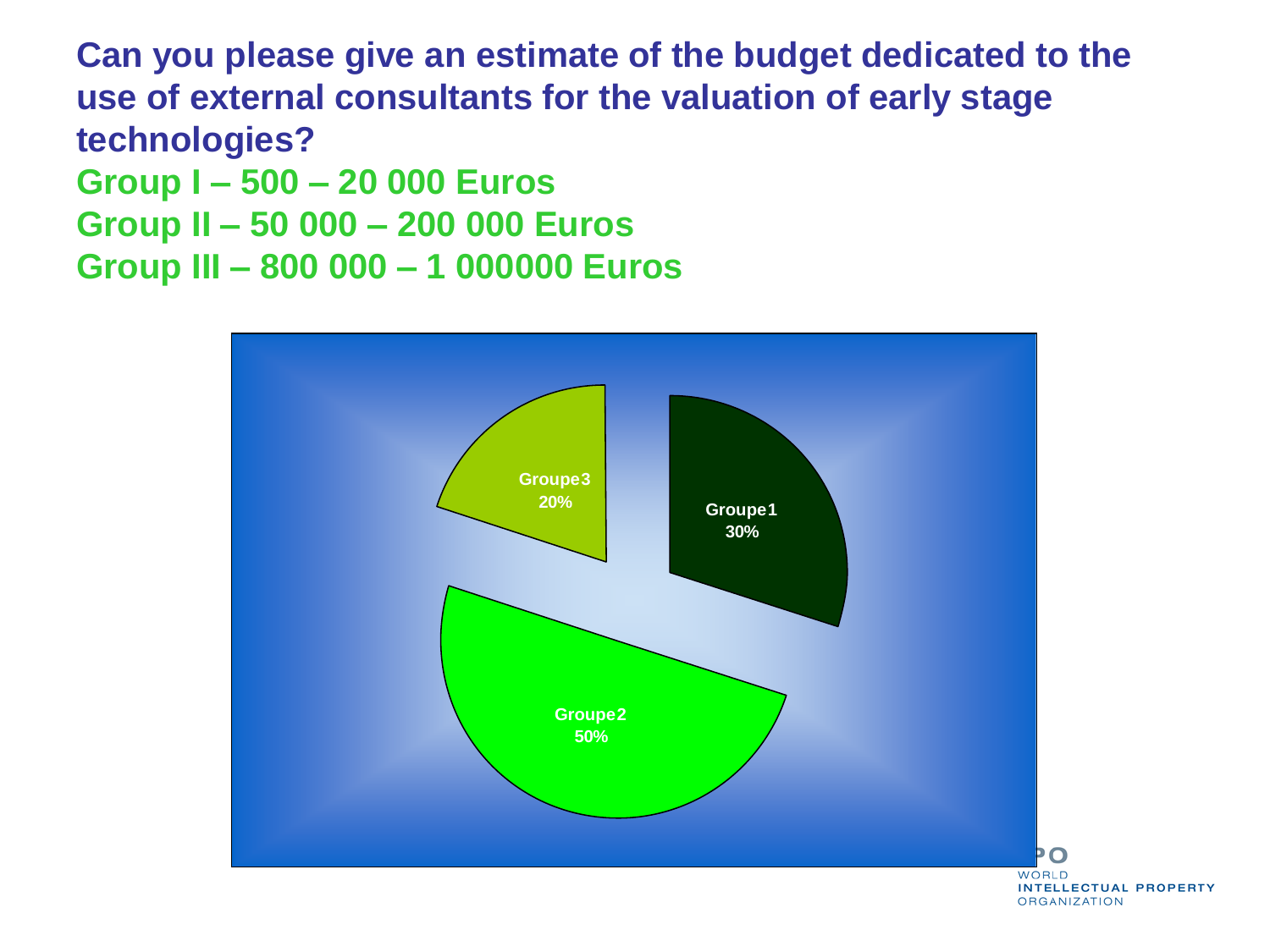**Can you please give an estimate of the budget dedicated to the use of external consultants for the valuation of early stage technologies?**

**Group I – 500 – 20 000 Euros**
**Group II – 50 000 – 200 000 Euros**
**Group III – 800 000 – 1 000000 Euros**

Groupe1 30%

Groupe2 50%

Groupe3 20%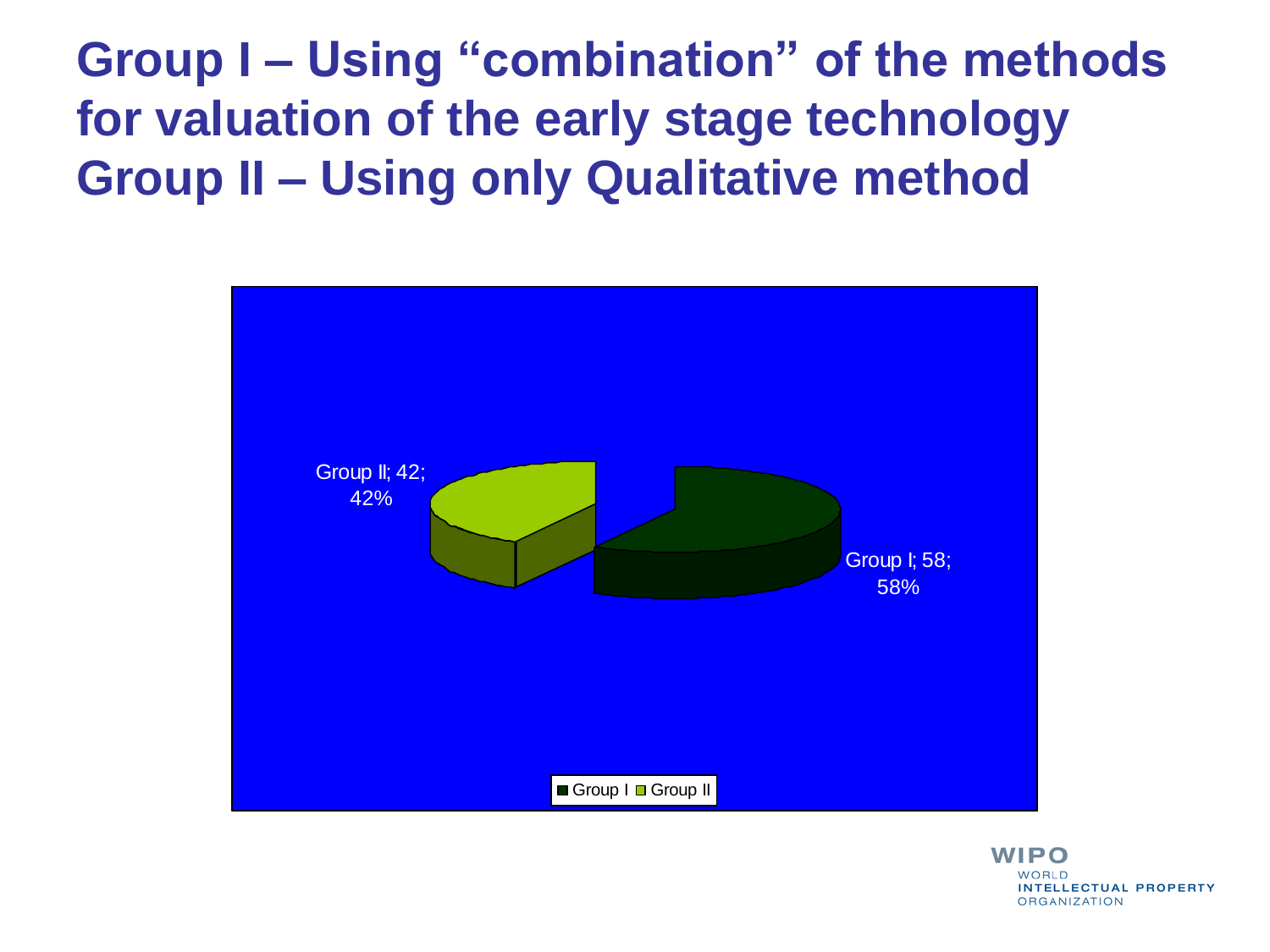# Group I – Using "combination" of the methods for valuation of the early stage technology
# Group II – Using only Qualitative method

Group II; 42; 42%

Group I; 58; 58%

Group I Group II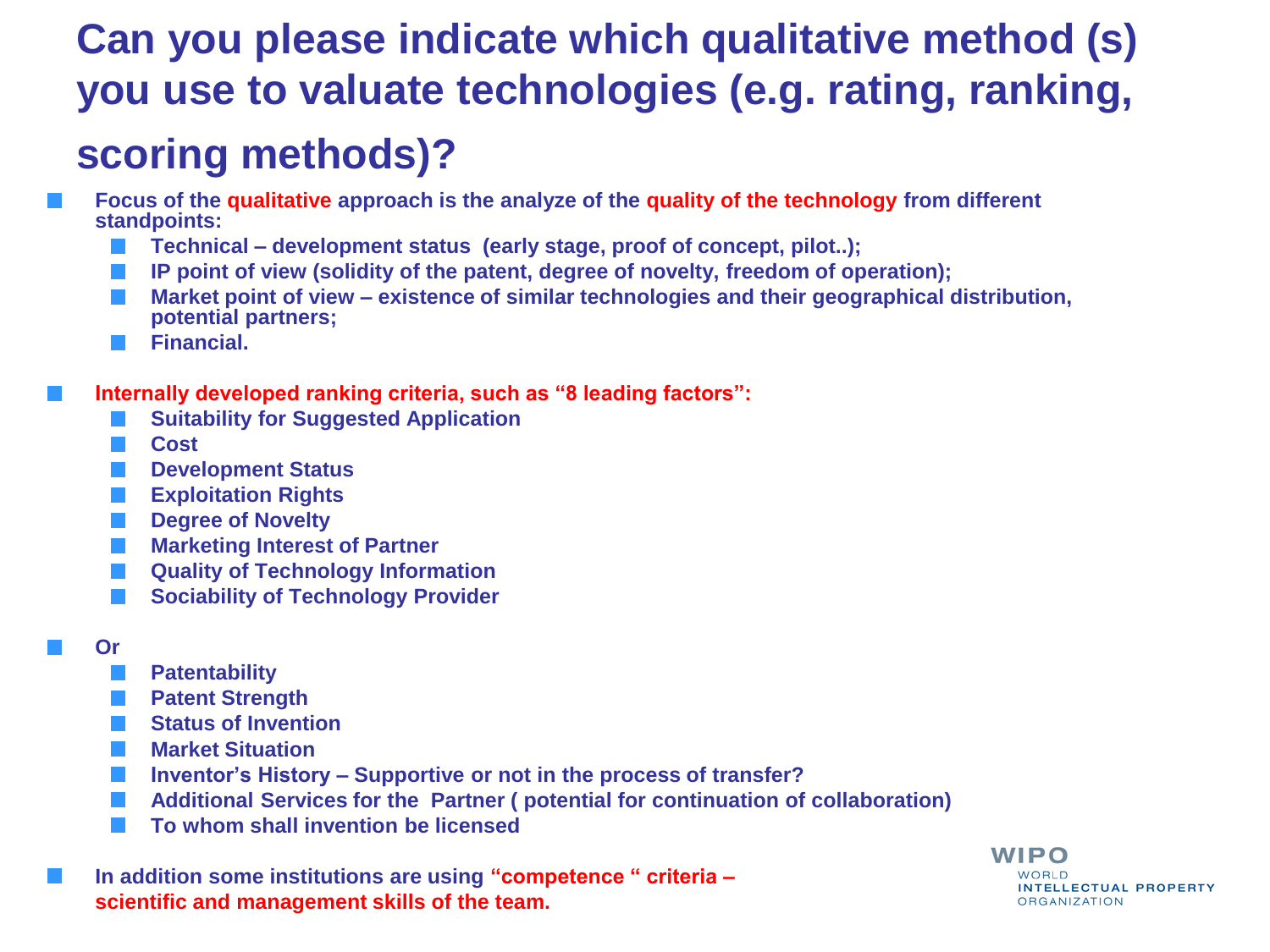# Can you please indicate which qualitative method (s) you use to valuate technologies (e.g. rating, ranking, scoring methods)?

- **Focus of the qualitative approach is the analyze of the quality of the technology from different standpoints:**
  - **Technical – development status (early stage, proof of concept, pilot..);**
  - **IP point of view (solidity of the patent, degree of novelty, freedom of operation);**
  - **Market point of view – existence of similar technologies and their geographical distribution, potential partners;**
  - **Financial.**

- **Internally developed ranking criteria, such as "8 leading factors":**
  - **Suitability for Suggested Application**
  - **Cost**
  - **Development Status**
  - **Exploitation Rights**
  - **Degree of Novelty**
  - **Marketing Interest of Partner**
  - **Quality of Technology Information**
  - **Sociability of Technology Provider**

- **Or**
  - **Patentability**
  - **Patent Strength**
  - **Status of Invention**
  - **Market Situation**
  - **Inventor's History – Supportive or not in the process of transfer?**
  - **Additional Services for the Partner ( potential for continuation of collaboration)**
  - **To whom shall invention be licensed**

- **In addition some institutions are using "competence " criteria – scientific and management skills of the team.**

WIPO WORLD INTELLECTUAL PROPERTY ORGANIZATION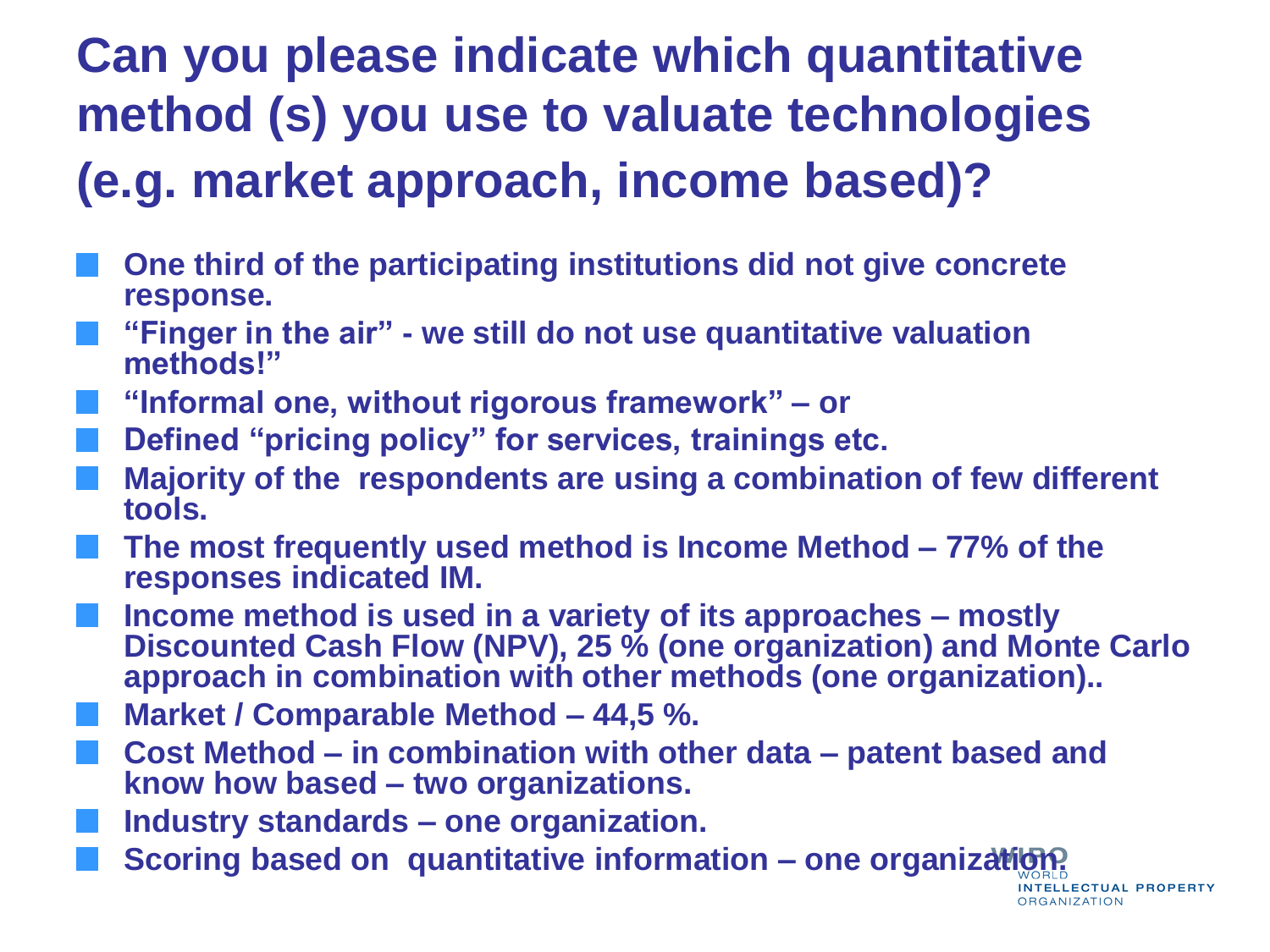# Can you please indicate which quantitative method (s) you use to valuate technologies (e.g. market approach, income based)?

- **One third of the participating institutions did not give concrete response.**
- **"Finger in the air" - we still do not use quantitative valuation methods!"**
- **"Informal one, without rigorous framework" – or**
- **Defined "pricing policy" for services, trainings etc.**
- **Majority of the respondents are using a combination of few different tools.**
- **The most frequently used method is Income Method – 77% of the responses indicated IM.**
- **Income method is used in a variety of its approaches – mostly Discounted Cash Flow (NPV), 25 % (one organization) and Monte Carlo approach in combination with other methods (one organization)..**
- **Market / Comparable Method – 44,5 %.**
- **Cost Method – in combination with other data – patent based and know how based – two organizations.**
- **Industry standards – one organization.**
- **Scoring based on quantitative information – one organization.**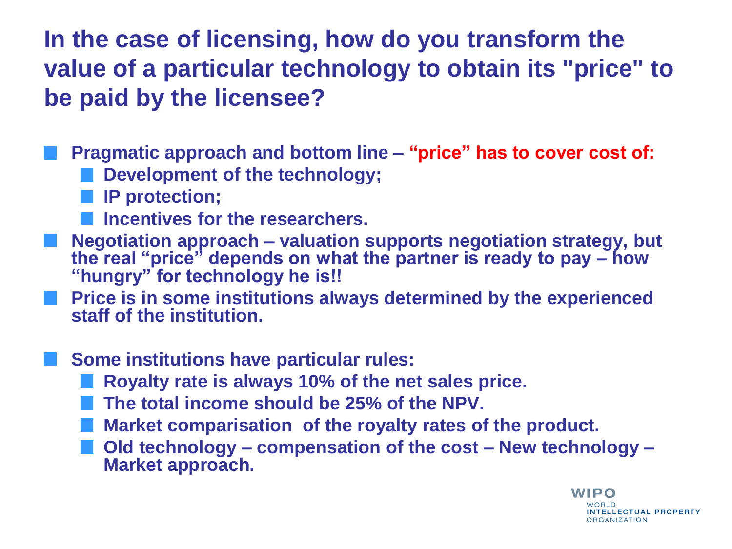# In the case of licensing, how do you transform the value of a particular technology to obtain its "price" to be paid by the licensee?

- **Pragmatic approach and bottom line – "price" has to cover cost of:**
  - **Development of the technology;**
  - **IP protection;**
  - **Incentives for the researchers.**
- **Negotiation approach – valuation supports negotiation strategy, but the real "price" depends on what the partner is ready to pay – how "hungry" for technology he is!!**
- **Price is in some institutions always determined by the experienced staff of the institution.**

- **Some institutions have particular rules:**
  - **Royalty rate is always 10% of the net sales price.**
  - **The total income should be 25% of the NPV.**
  - **Market comparisation of the royalty rates of the product.**
  - **Old technology – compensation of the cost – New technology – Market approach.**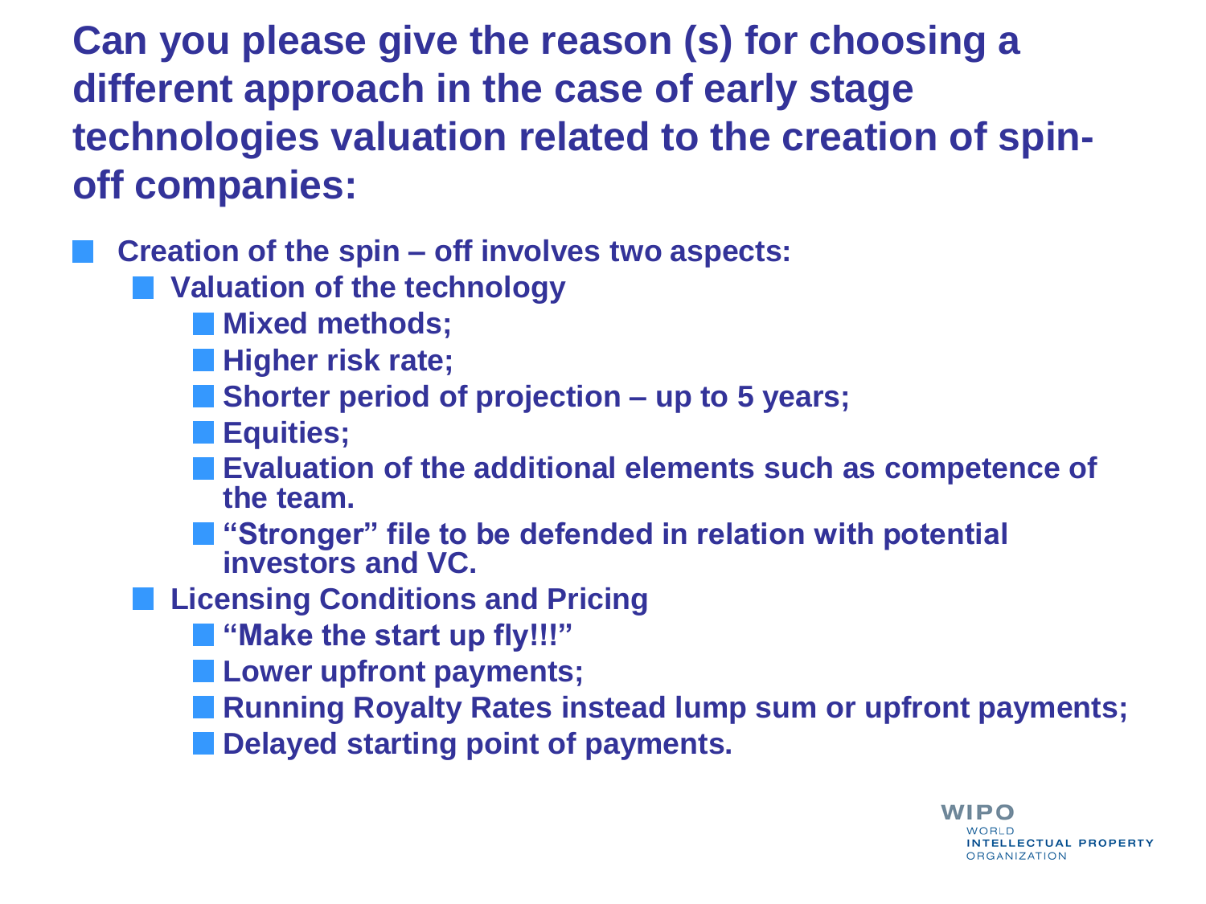# Can you please give the reason (s) for choosing a different approach in the case of early stage technologies valuation related to the creation of spin-off companies:

- **Creation of the spin – off involves two aspects:**
  - **Valuation of the technology**
    - **Mixed methods;**
    - **Higher risk rate;**
    - **Shorter period of projection – up to 5 years;**
    - **Equities;**
    - **Evaluation of the additional elements such as competence of the team.**
    - **"Stronger" file to be defended in relation with potential investors and VC.**
  - **Licensing Conditions and Pricing**
    - **"Make the start up fly!!!"**
    - **Lower upfront payments;**
    - **Running Royalty Rates instead lump sum or upfront payments;**
    - **Delayed starting point of payments.**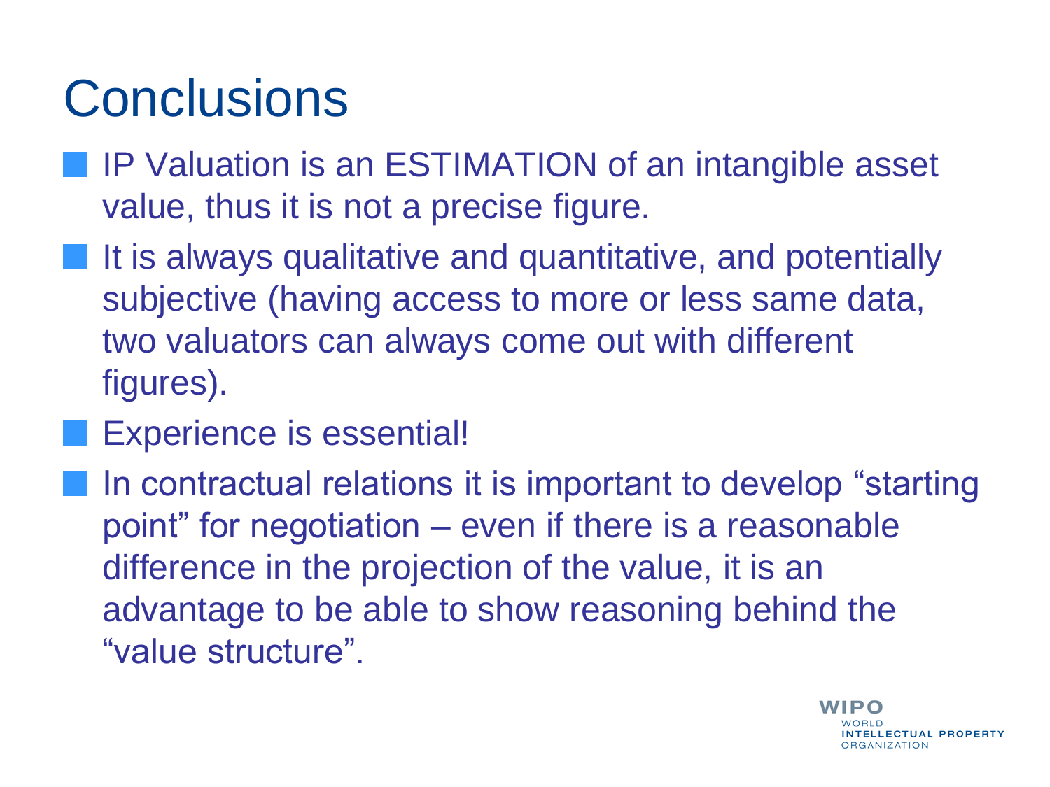# Conclusions

- IP Valuation is an ESTIMATION of an intangible asset value, thus it is not a precise figure.
- It is always qualitative and quantitative, and potentially subjective (having access to more or less same data, two valuators can always come out with different figures).
- Experience is essential!
- In contractual relations it is important to develop “starting point” for negotiation – even if there is a reasonable difference in the projection of the value, it is an advantage to be able to show reasoning behind the “value structure”.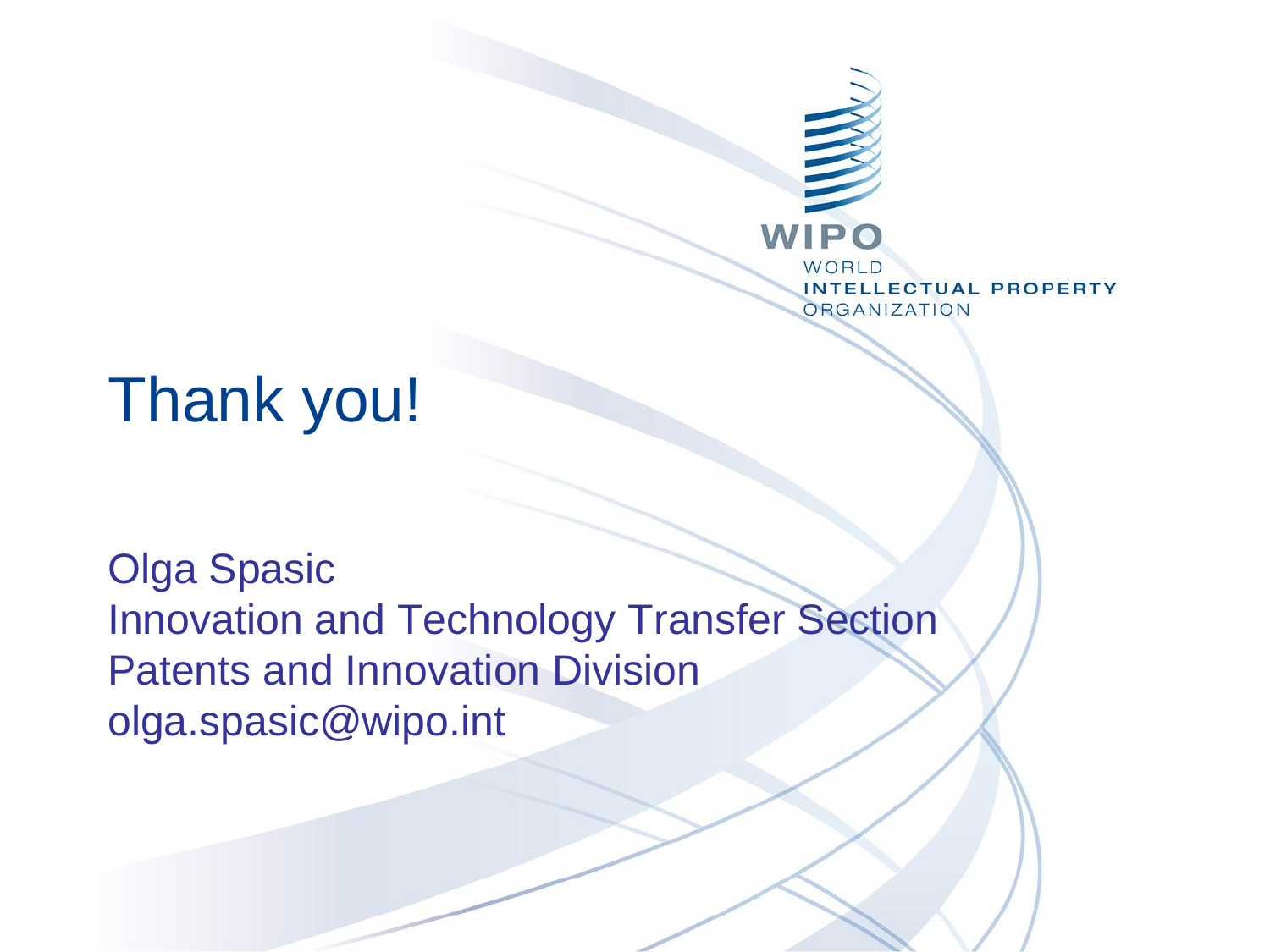WIPO

WORLD

INTELLECTUAL PROPERTY

ORGANIZATION

# Thank you!

Olga Spasic

Innovation and Technology Transfer Section

Patents and Innovation Division

olga.spasic@wipo.int